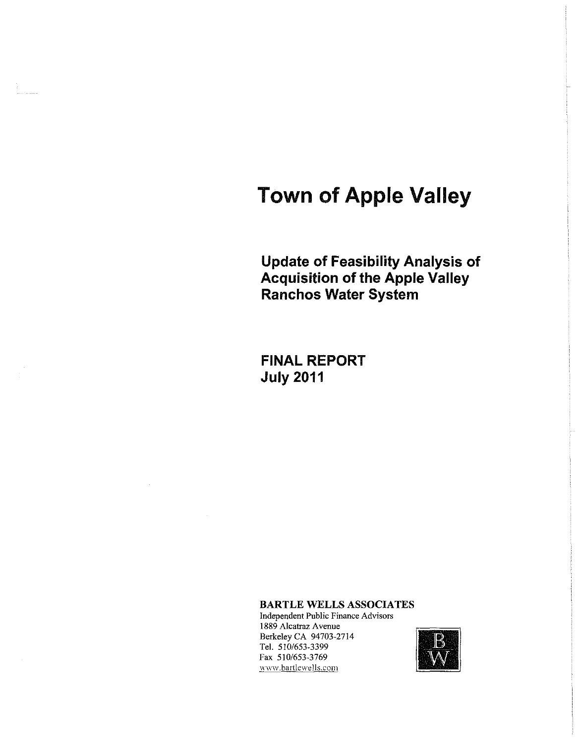# Town of Apple Valley

## Update of Feasibility Analysis of Acquisition of the Apple Valley Ranchos Water System

## FINAL REPORT
## July 2011

**BARTLE WELLS ASSOCIATES**
Independent Public Finance Advisors
1889 Alcatraz Avenue
Berkeley CA 94703-2714
Tel. 510/653-3399
Fax 510/653-3769
www.bartlewells.com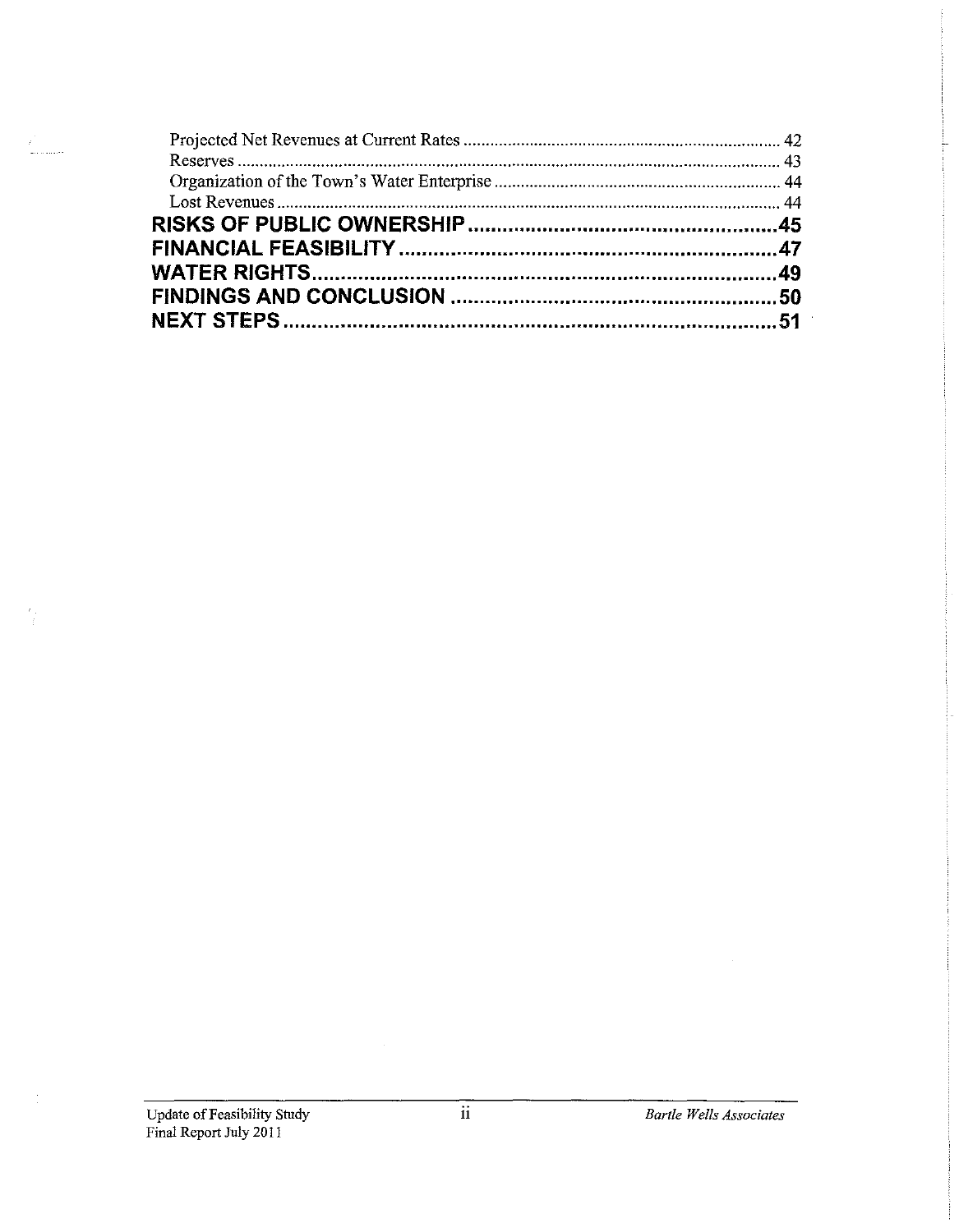Projected Net Revenues at Current Rates ........................................................................ 42
Reserves ............................................................................................................................ 43
Organization of the Town's Water Enterprise ................................................................. 44
Lost Revenues ................................................................................................................... 44

**RISKS OF PUBLIC OWNERSHIP ........................................................45**

**FINANCIAL FEASIBILITY ...................................................................47**

**WATER RIGHTS ..................................................................................49**

**FINDINGS AND CONCLUSION ..........................................................50**

**NEXT STEPS .........................................................................................51**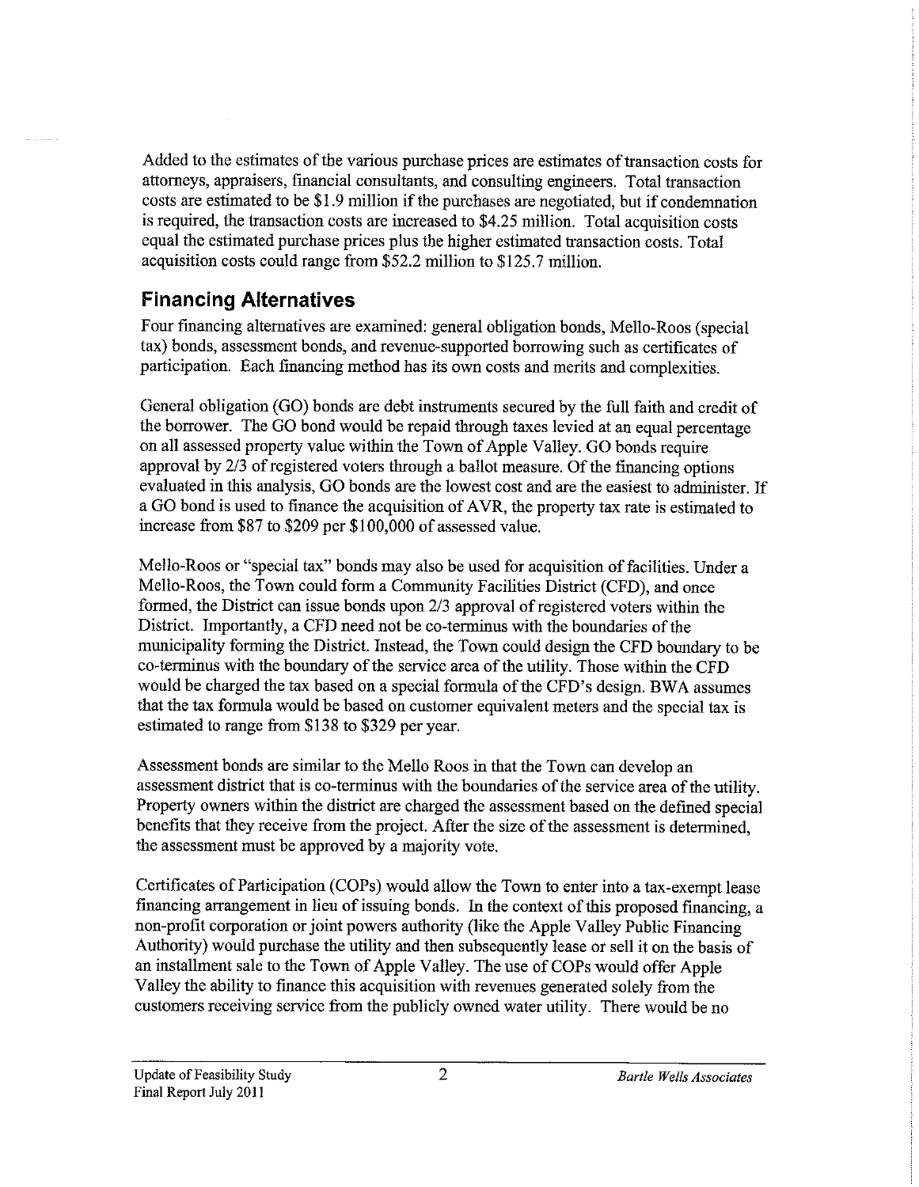Added to the estimates of the various purchase prices are estimates of transaction costs for attorneys, appraisers, financial consultants, and consulting engineers. Total transaction costs are estimated to be $1.9 million if the purchases are negotiated, but if condemnation is required, the transaction costs are increased to $4.25 million. Total acquisition costs equal the estimated purchase prices plus the higher estimated transaction costs. Total acquisition costs could range from $52.2 million to $125.7 million.

## Financing Alternatives

Four financing alternatives are examined: general obligation bonds, Mello-Roos (special tax) bonds, assessment bonds, and revenue-supported borrowing such as certificates of participation. Each financing method has its own costs and merits and complexities.

General obligation (GO) bonds are debt instruments secured by the full faith and credit of the borrower. The GO bond would be repaid through taxes levied at an equal percentage on all assessed property value within the Town of Apple Valley. GO bonds require approval by 2/3 of registered voters through a ballot measure. Of the financing options evaluated in this analysis, GO bonds are the lowest cost and are the easiest to administer. If a GO bond is used to finance the acquisition of AVR, the property tax rate is estimated to increase from $87 to $209 per $100,000 of assessed value.

Mello-Roos or "special tax" bonds may also be used for acquisition of facilities. Under a Mello-Roos, the Town could form a Community Facilities District (CFD), and once formed, the District can issue bonds upon 2/3 approval of registered voters within the District. Importantly, a CFD need not be co-terminus with the boundaries of the municipality forming the District. Instead, the Town could design the CFD boundary to be co-terminus with the boundary of the service area of the utility. Those within the CFD would be charged the tax based on a special formula of the CFD's design. BWA assumes that the tax formula would be based on customer equivalent meters and the special tax is estimated to range from $138 to $329 per year.

Assessment bonds are similar to the Mello Roos in that the Town can develop an assessment district that is co-terminus with the boundaries of the service area of the utility. Property owners within the district are charged the assessment based on the defined special benefits that they receive from the project. After the size of the assessment is determined, the assessment must be approved by a majority vote.

Certificates of Participation (COPs) would allow the Town to enter into a tax-exempt lease financing arrangement in lieu of issuing bonds. In the context of this proposed financing, a non-profit corporation or joint powers authority (like the Apple Valley Public Financing Authority) would purchase the utility and then subsequently lease or sell it on the basis of an installment sale to the Town of Apple Valley. The use of COPs would offer Apple Valley the ability to finance this acquisition with revenues generated solely from the customers receiving service from the publicly owned water utility. There would be no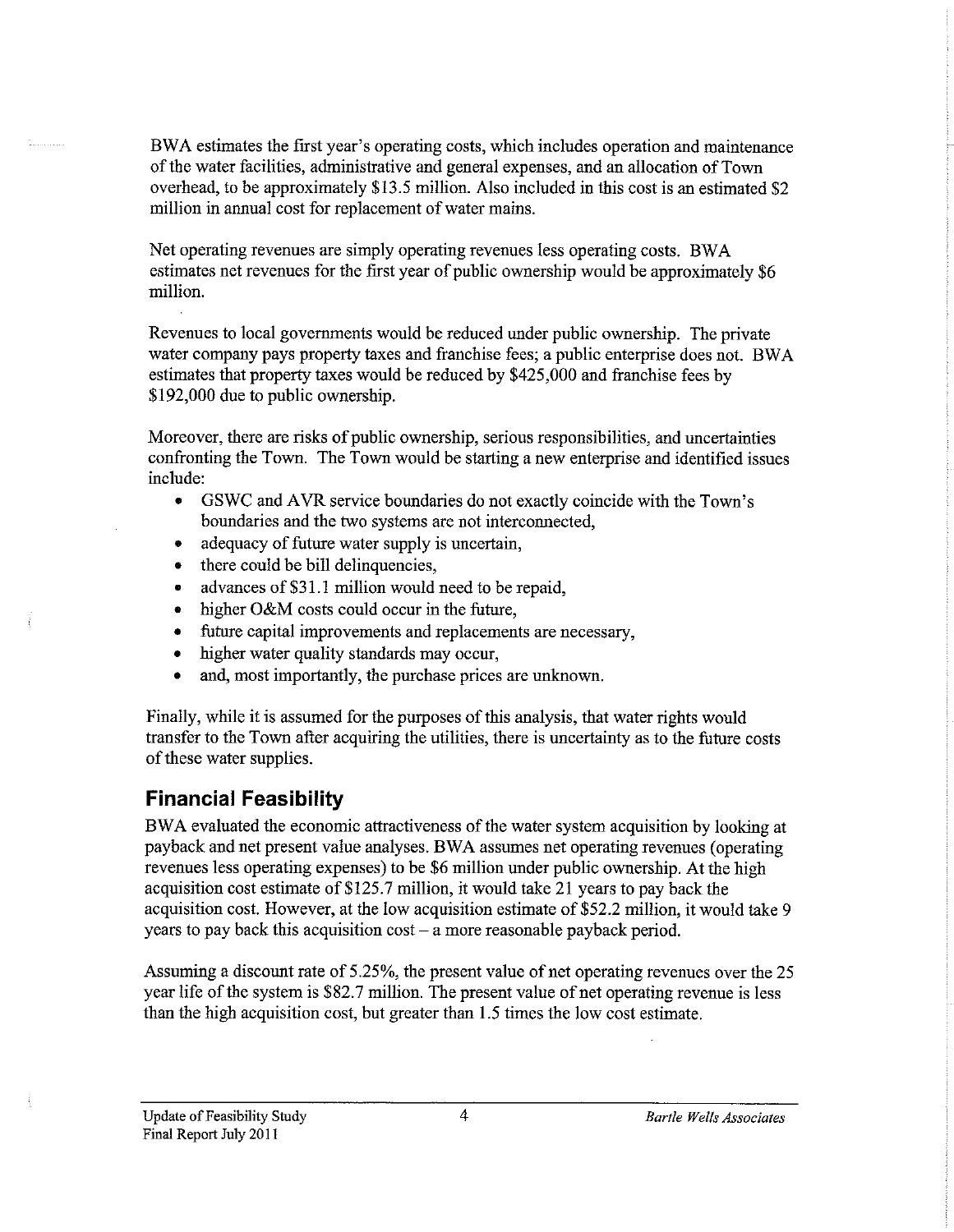BWA estimates the first year's operating costs, which includes operation and maintenance of the water facilities, administrative and general expenses, and an allocation of Town overhead, to be approximately $13.5 million. Also included in this cost is an estimated $2 million in annual cost for replacement of water mains.

Net operating revenues are simply operating revenues less operating costs. BWA estimates net revenues for the first year of public ownership would be approximately $6 million.

Revenues to local governments would be reduced under public ownership. The private water company pays property taxes and franchise fees; a public enterprise does not. BWA estimates that property taxes would be reduced by $425,000 and franchise fees by $192,000 due to public ownership.

Moreover, there are risks of public ownership, serious responsibilities, and uncertainties confronting the Town. The Town would be starting a new enterprise and identified issues include:

- GSWC and AVR service boundaries do not exactly coincide with the Town's boundaries and the two systems are not interconnected,
- adequacy of future water supply is uncertain,
- there could be bill delinquencies,
- advances of $31.1 million would need to be repaid,
- higher O&M costs could occur in the future,
- future capital improvements and replacements are necessary,
- higher water quality standards may occur,
- and, most importantly, the purchase prices are unknown.

Finally, while it is assumed for the purposes of this analysis, that water rights would transfer to the Town after acquiring the utilities, there is uncertainty as to the future costs of these water supplies.

## Financial Feasibility

BWA evaluated the economic attractiveness of the water system acquisition by looking at payback and net present value analyses. BWA assumes net operating revenues (operating revenues less operating expenses) to be $6 million under public ownership. At the high acquisition cost estimate of $125.7 million, it would take 21 years to pay back the acquisition cost. However, at the low acquisition estimate of $52.2 million, it would take 9 years to pay back this acquisition cost – a more reasonable payback period.

Assuming a discount rate of 5.25%, the present value of net operating revenues over the 25 year life of the system is $82.7 million. The present value of net operating revenue is less than the high acquisition cost, but greater than 1.5 times the low cost estimate.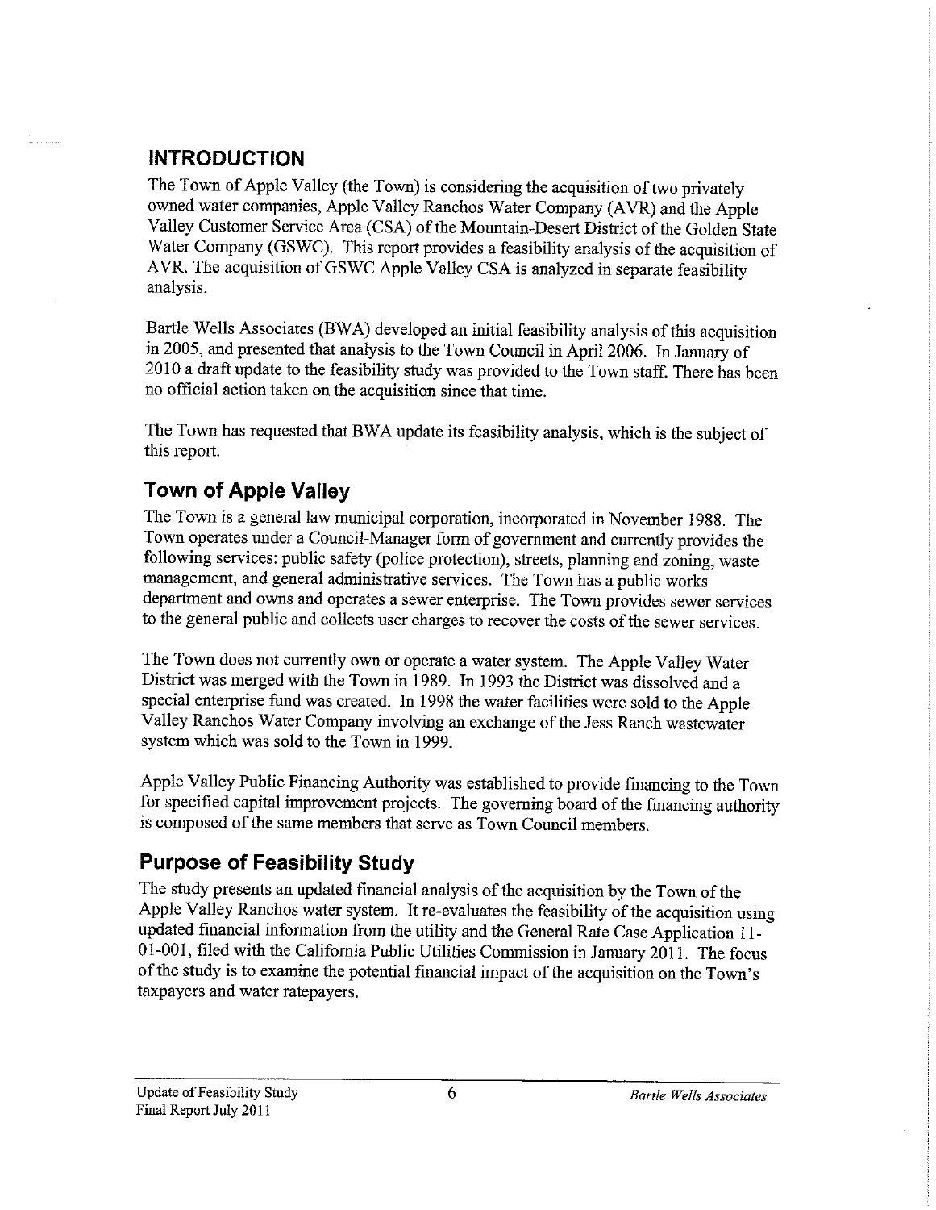# INTRODUCTION

The Town of Apple Valley (the Town) is considering the acquisition of two privately owned water companies, Apple Valley Ranchos Water Company (AVR) and the Apple Valley Customer Service Area (CSA) of the Mountain-Desert District of the Golden State Water Company (GSWC). This report provides a feasibility analysis of the acquisition of AVR. The acquisition of GSWC Apple Valley CSA is analyzed in separate feasibility analysis.

Bartle Wells Associates (BWA) developed an initial feasibility analysis of this acquisition in 2005, and presented that analysis to the Town Council in April 2006. In January of 2010 a draft update to the feasibility study was provided to the Town staff. There has been no official action taken on the acquisition since that time.

The Town has requested that BWA update its feasibility analysis, which is the subject of this report.

## Town of Apple Valley

The Town is a general law municipal corporation, incorporated in November 1988. The Town operates under a Council-Manager form of government and currently provides the following services: public safety (police protection), streets, planning and zoning, waste management, and general administrative services. The Town has a public works department and owns and operates a sewer enterprise. The Town provides sewer services to the general public and collects user charges to recover the costs of the sewer services.

The Town does not currently own or operate a water system. The Apple Valley Water District was merged with the Town in 1989. In 1993 the District was dissolved and a special enterprise fund was created. In 1998 the water facilities were sold to the Apple Valley Ranchos Water Company involving an exchange of the Jess Ranch wastewater system which was sold to the Town in 1999.

Apple Valley Public Financing Authority was established to provide financing to the Town for specified capital improvement projects. The governing board of the financing authority is composed of the same members that serve as Town Council members.

## Purpose of Feasibility Study

The study presents an updated financial analysis of the acquisition by the Town of the Apple Valley Ranchos water system. It re-evaluates the feasibility of the acquisition using updated financial information from the utility and the General Rate Case Application 11-01-001, filed with the California Public Utilities Commission in January 2011. The focus of the study is to examine the potential financial impact of the acquisition on the Town's taxpayers and water ratepayers.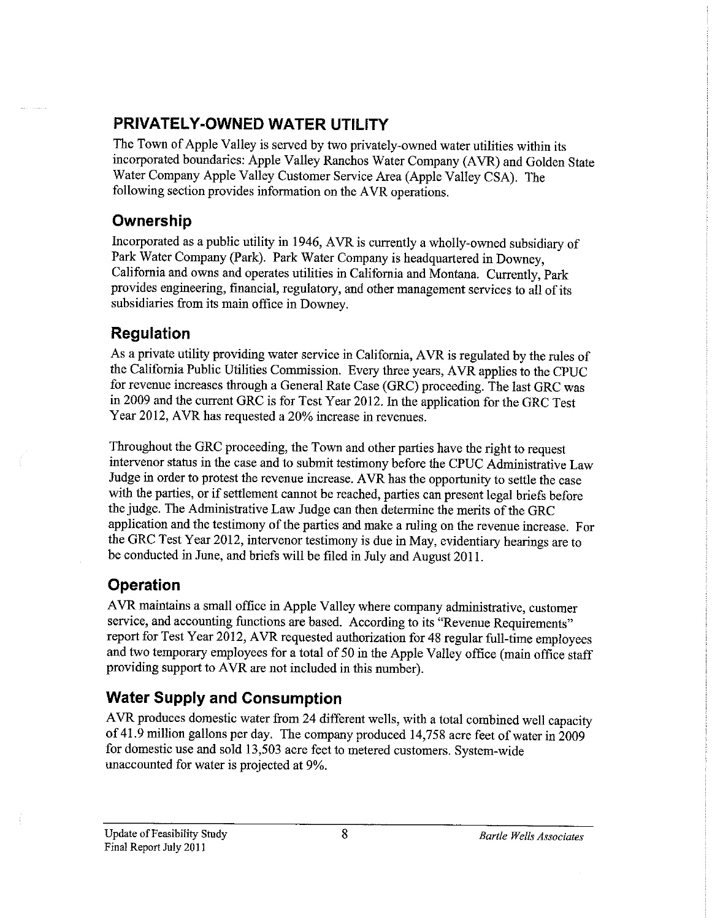## PRIVATELY-OWNED WATER UTILITY

The Town of Apple Valley is served by two privately-owned water utilities within its incorporated boundaries: Apple Valley Ranchos Water Company (AVR) and Golden State Water Company Apple Valley Customer Service Area (Apple Valley CSA). The following section provides information on the AVR operations.

### Ownership

Incorporated as a public utility in 1946, AVR is currently a wholly-owned subsidiary of Park Water Company (Park). Park Water Company is headquartered in Downey, California and owns and operates utilities in California and Montana. Currently, Park provides engineering, financial, regulatory, and other management services to all of its subsidiaries from its main office in Downey.

### Regulation

As a private utility providing water service in California, AVR is regulated by the rules of the California Public Utilities Commission. Every three years, AVR applies to the CPUC for revenue increases through a General Rate Case (GRC) proceeding. The last GRC was in 2009 and the current GRC is for Test Year 2012. In the application for the GRC Test Year 2012, AVR has requested a 20% increase in revenues.

Throughout the GRC proceeding, the Town and other parties have the right to request intervenor status in the case and to submit testimony before the CPUC Administrative Law Judge in order to protest the revenue increase. AVR has the opportunity to settle the case with the parties, or if settlement cannot be reached, parties can present legal briefs before the judge. The Administrative Law Judge can then determine the merits of the GRC application and the testimony of the parties and make a ruling on the revenue increase. For the GRC Test Year 2012, intervenor testimony is due in May, evidentiary hearings are to be conducted in June, and briefs will be filed in July and August 2011.

### Operation

AVR maintains a small office in Apple Valley where company administrative, customer service, and accounting functions are based. According to its "Revenue Requirements" report for Test Year 2012, AVR requested authorization for 48 regular full-time employees and two temporary employees for a total of 50 in the Apple Valley office (main office staff providing support to AVR are not included in this number).

### Water Supply and Consumption

AVR produces domestic water from 24 different wells, with a total combined well capacity of 41.9 million gallons per day. The company produced 14,758 acre feet of water in 2009 for domestic use and sold 13,503 acre feet to metered customers. System-wide unaccounted for water is projected at 9%.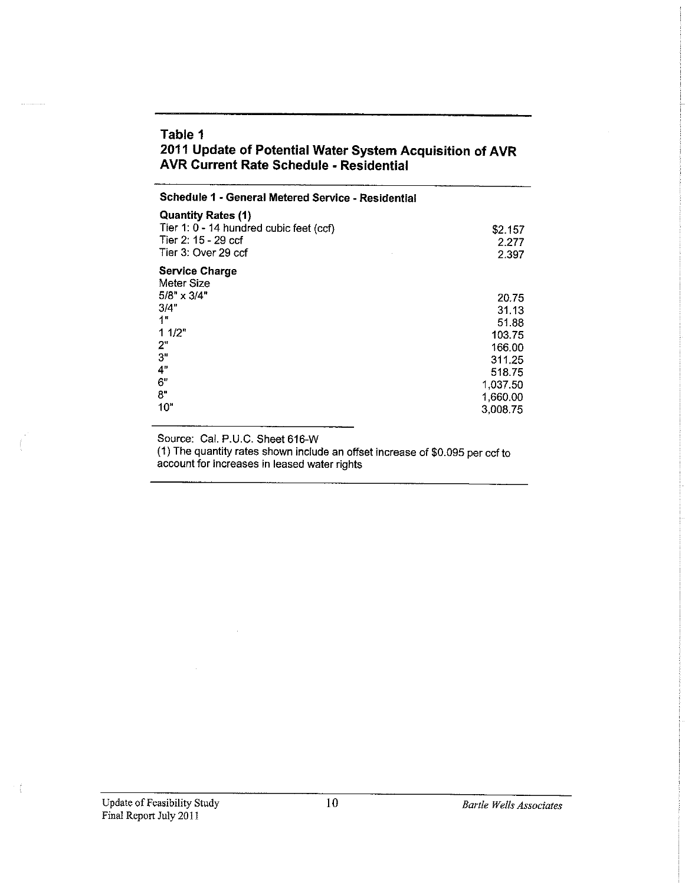**Table 1**
**2011 Update of Potential Water System Acquisition of AVR**
**AVR Current Rate Schedule - Residential**

| **Schedule 1 - General Metered Service - Residential** | |
|---|---|
| **Quantity Rates (1)** | |
| Tier 1: 0 - 14 hundred cubic feet (ccf) | $2.157 |
| Tier 2: 15 - 29 ccf | 2.277 |
| Tier 3: Over 29 ccf | 2.397 |
| **Service Charge** | |
| Meter Size | |
| 5/8" x 3/4" | 20.75 |
| 3/4" | 31.13 |
| 1" | 51.88 |
| 1 1/2" | 103.75 |
| 2" | 166.00 |
| 3" | 311.25 |
| 4" | 518.75 |
| 6" | 1,037.50 |
| 8" | 1,660.00 |
| 10" | 3,008.75 |

Source: Cal. P.U.C. Sheet 616-W

(1) The quantity rates shown include an offset increase of $0.095 per ccf to account for increases in leased water rights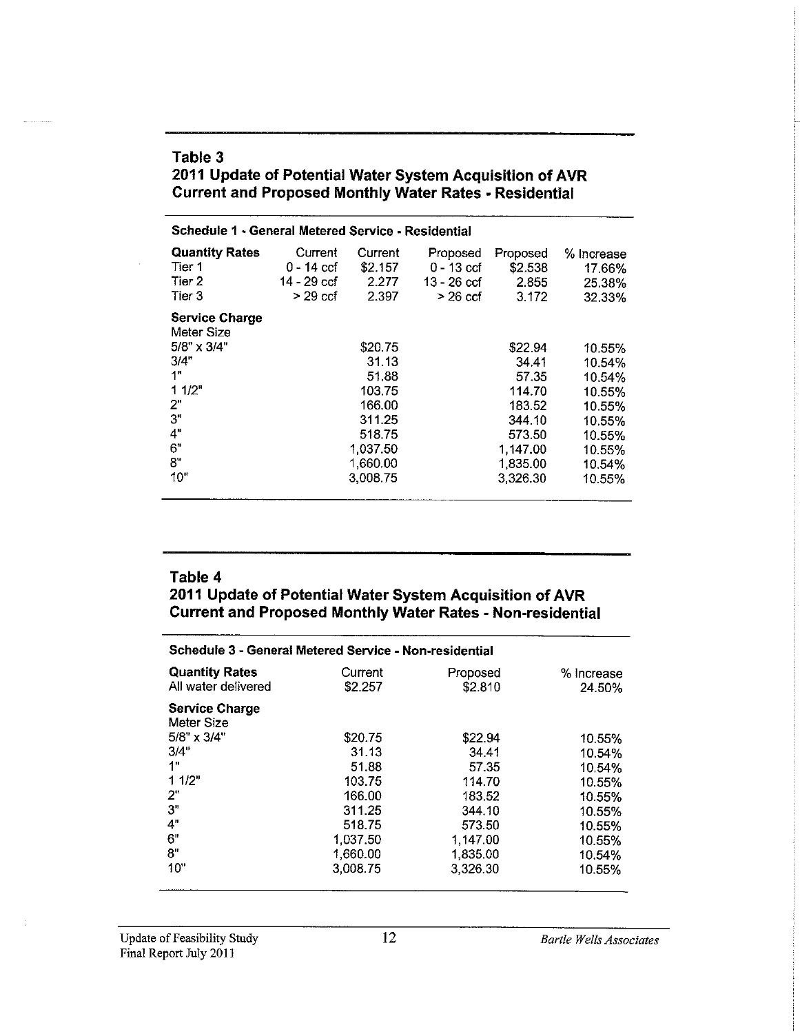## Table 3
## 2011 Update of Potential Water System Acquisition of AVR
## Current and Proposed Monthly Water Rates - Residential

**Schedule 1 - General Metered Service - Residential**

| **Quantity Rates** | Current | Current | Proposed | Proposed | % Increase |
|---|---|---|---|---|---|
| Tier 1 | 0 - 14 ccf | $2.157 | 0 - 13 ccf | $2.538 | 17.66% |
| Tier 2 | 14 - 29 ccf | 2.277 | 13 - 26 ccf | 2.855 | 25.38% |
| Tier 3 | > 29 ccf | 2.397 | > 26 ccf | 3.172 | 32.33% |
| **Service Charge** | | | | | |
| Meter Size | | | | | |
| 5/8" x 3/4" | | $20.75 | | $22.94 | 10.55% |
| 3/4" | | 31.13 | | 34.41 | 10.54% |
| 1" | | 51.88 | | 57.35 | 10.54% |
| 1 1/2" | | 103.75 | | 114.70 | 10.55% |
| 2" | | 166.00 | | 183.52 | 10.55% |
| 3" | | 311.25 | | 344.10 | 10.55% |
| 4" | | 518.75 | | 573.50 | 10.55% |
| 6" | | 1,037.50 | | 1,147.00 | 10.55% |
| 8" | | 1,660.00 | | 1,835.00 | 10.54% |
| 10" | | 3,008.75 | | 3,326.30 | 10.55% |

## Table 4
## 2011 Update of Potential Water System Acquisition of AVR
## Current and Proposed Monthly Water Rates - Non-residential

**Schedule 3 - General Metered Service - Non-residential**

| **Quantity Rates** | Current | Proposed | % Increase |
|---|---|---|---|
| All water delivered | $2.257 | $2.810 | 24.50% |
| **Service Charge** | | | |
| Meter Size | | | |
| 5/8" x 3/4" | $20.75 | $22.94 | 10.55% |
| 3/4" | 31.13 | 34.41 | 10.54% |
| 1" | 51.88 | 57.35 | 10.54% |
| 1 1/2" | 103.75 | 114.70 | 10.55% |
| 2" | 166.00 | 183.52 | 10.55% |
| 3" | 311.25 | 344.10 | 10.55% |
| 4" | 518.75 | 573.50 | 10.55% |
| 6" | 1,037.50 | 1,147.00 | 10.55% |
| 8" | 1,660.00 | 1,835.00 | 10.54% |
| 10" | 3,008.75 | 3,326.30 | 10.55% |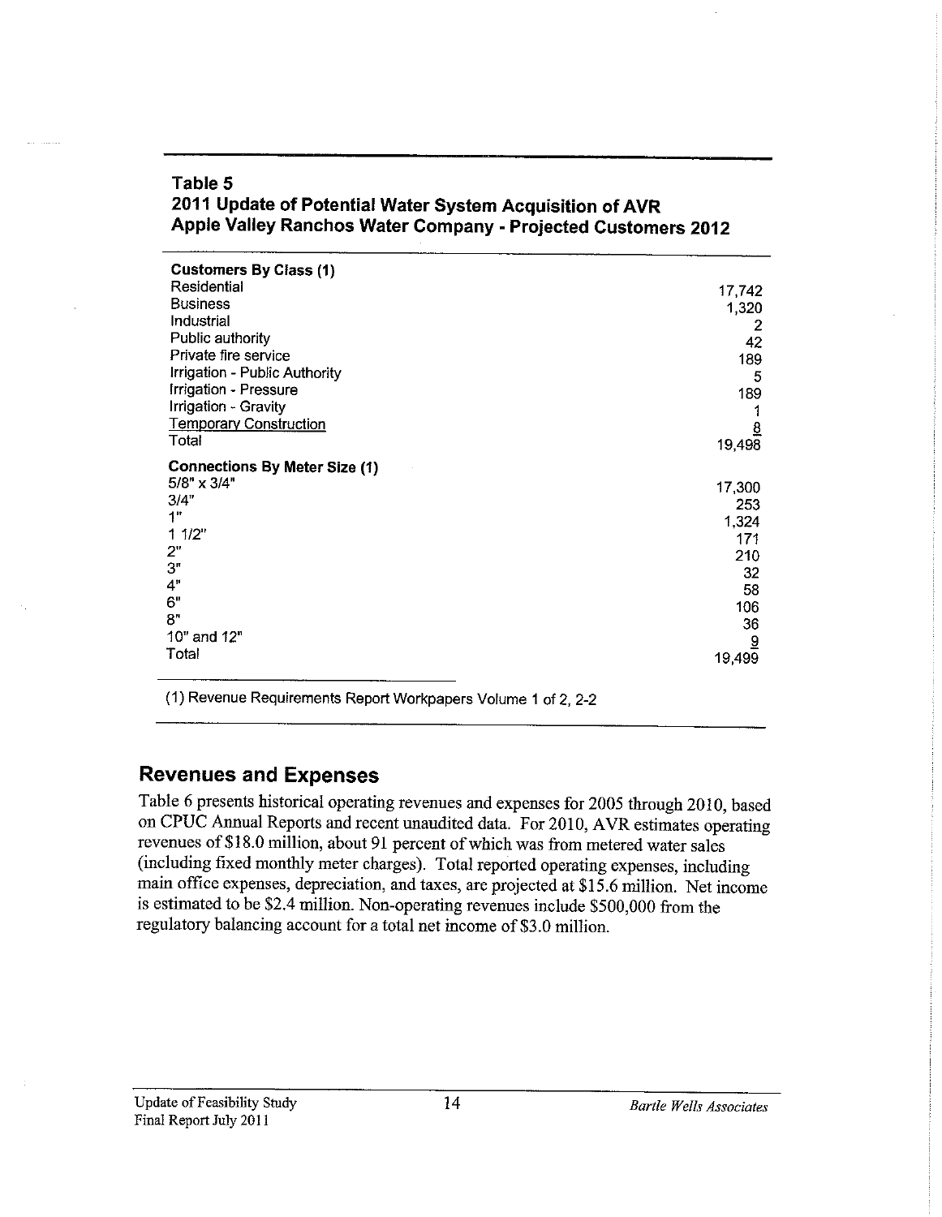**Table 5**
**2011 Update of Potential Water System Acquisition of AVR**
**Apple Valley Ranchos Water Company - Projected Customers 2012**

| | |
|---|---|
| **Customers By Class (1)** | |
| Residential | 17,742 |
| Business | 1,320 |
| Industrial | 2 |
| Public authority | 42 |
| Private fire service | 189 |
| Irrigation - Public Authority | 5 |
| Irrigation - Pressure | 189 |
| Irrigation - Gravity | 1 |
| Temporary Construction | 8 |
| Total | 19,498 |
| **Connections By Meter Size (1)** | |
| 5/8" x 3/4" | 17,300 |
| 3/4" | 253 |
| 1" | 1,324 |
| 1 1/2" | 171 |
| 2" | 210 |
| 3" | 32 |
| 4" | 58 |
| 6" | 106 |
| 8" | 36 |
| 10" and 12" | 9 |
| Total | 19,499 |

(1) Revenue Requirements Report Workpapers Volume 1 of 2, 2-2

## Revenues and Expenses

Table 6 presents historical operating revenues and expenses for 2005 through 2010, based on CPUC Annual Reports and recent unaudited data. For 2010, AVR estimates operating revenues of $18.0 million, about 91 percent of which was from metered water sales (including fixed monthly meter charges). Total reported operating expenses, including main office expenses, depreciation, and taxes, are projected at $15.6 million. Net income is estimated to be $2.4 million. Non-operating revenues include $500,000 from the regulatory balancing account for a total net income of $3.0 million.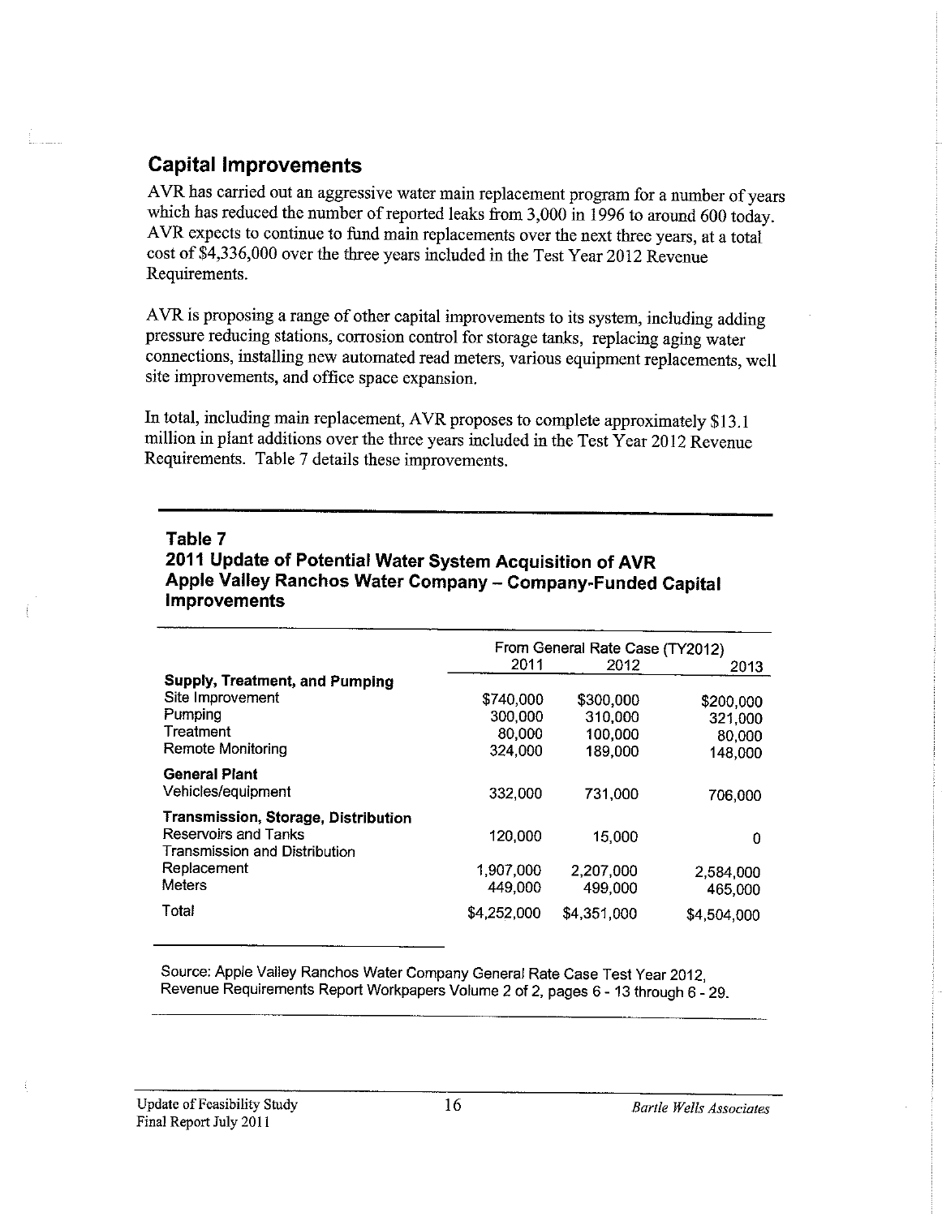## Capital Improvements

AVR has carried out an aggressive water main replacement program for a number of years which has reduced the number of reported leaks from 3,000 in 1996 to around 600 today. AVR expects to continue to fund main replacements over the next three years, at a total cost of $4,336,000 over the three years included in the Test Year 2012 Revenue Requirements.

AVR is proposing a range of other capital improvements to its system, including adding pressure reducing stations, corrosion control for storage tanks, replacing aging water connections, installing new automated read meters, various equipment replacements, well site improvements, and office space expansion.

In total, including main replacement, AVR proposes to complete approximately $13.1 million in plant additions over the three years included in the Test Year 2012 Revenue Requirements. Table 7 details these improvements.

**Table 7**
**2011 Update of Potential Water System Acquisition of AVR**
**Apple Valley Ranchos Water Company – Company-Funded Capital Improvements**

| | From General Rate Case (TY2012) | | |
|---|---|---|---|
| | 2011 | 2012 | 2013 |
| **Supply, Treatment, and Pumping** | | | |
| Site Improvement | $740,000 | $300,000 | $200,000 |
| Pumping | 300,000 | 310,000 | 321,000 |
| Treatment | 80,000 | 100,000 | 80,000 |
| Remote Monitoring | 324,000 | 189,000 | 148,000 |
| **General Plant** | | | |
| Vehicles/equipment | 332,000 | 731,000 | 706,000 |
| **Transmission, Storage, Distribution** | | | |
| Reservoirs and Tanks | 120,000 | 15,000 | 0 |
| Transmission and Distribution Replacement | 1,907,000 | 2,207,000 | 2,584,000 |
| Meters | 449,000 | 499,000 | 465,000 |
| Total | $4,252,000 | $4,351,000 | $4,504,000 |

Source: Apple Valley Ranchos Water Company General Rate Case Test Year 2012, Revenue Requirements Report Workpapers Volume 2 of 2, pages 6 - 13 through 6 - 29.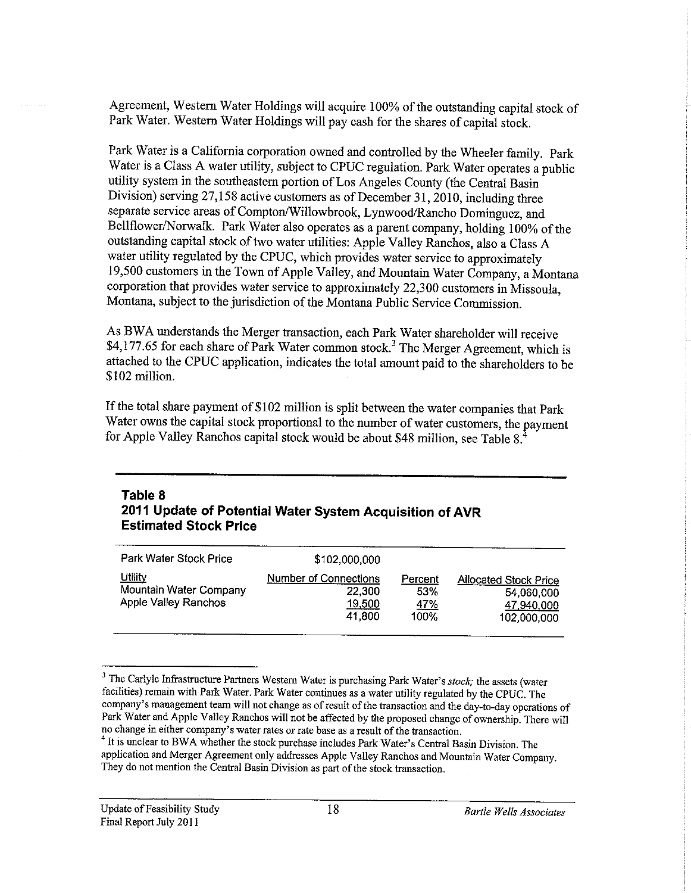Agreement, Western Water Holdings will acquire 100% of the outstanding capital stock of Park Water. Western Water Holdings will pay cash for the shares of capital stock.

Park Water is a California corporation owned and controlled by the Wheeler family. Park Water is a Class A water utility, subject to CPUC regulation. Park Water operates a public utility system in the southeastern portion of Los Angeles County (the Central Basin Division) serving 27,158 active customers as of December 31, 2010, including three separate service areas of Compton/Willowbrook, Lynwood/Rancho Dominguez, and Bellflower/Norwalk. Park Water also operates as a parent company, holding 100% of the outstanding capital stock of two water utilities: Apple Valley Ranchos, also a Class A water utility regulated by the CPUC, which provides water service to approximately 19,500 customers in the Town of Apple Valley, and Mountain Water Company, a Montana corporation that provides water service to approximately 22,300 customers in Missoula, Montana, subject to the jurisdiction of the Montana Public Service Commission.

As BWA understands the Merger transaction, each Park Water shareholder will receive $4,177.65 for each share of Park Water common stock.[3] The Merger Agreement, which is attached to the CPUC application, indicates the total amount paid to the shareholders to be $102 million.

If the total share payment of $102 million is split between the water companies that Park Water owns the capital stock proportional to the number of water customers, the payment for Apple Valley Ranchos capital stock would be about $48 million, see Table 8.[4]

**Table 8**
**2011 Update of Potential Water System Acquisition of AVR**
**Estimated Stock Price**

| Park Water Stock Price | $102,000,000 | | |
|---|---|---|---|
| Utility | Number of Connections | Percent | Allocated Stock Price |
| Mountain Water Company | 22,300 | 53% | 54,060,000 |
| Apple Valley Ranchos | 19,500 | 47% | 47,940,000 |
| | 41,800 | 100% | 102,000,000 |

[3] The Carlyle Infrastructure Partners Western Water is purchasing Park Water's *stock;* the assets (water facilities) remain with Park Water. Park Water continues as a water utility regulated by the CPUC. The company's management team will not change as of result of the transaction and the day-to-day operations of Park Water and Apple Valley Ranchos will not be affected by the proposed change of ownership. There will no change in either company's water rates or rate base as a result of the transaction.

[4] It is unclear to BWA whether the stock purchase includes Park Water's Central Basin Division. The application and Merger Agreement only addresses Apple Valley Ranchos and Mountain Water Company. They do not mention the Central Basin Division as part of the stock transaction.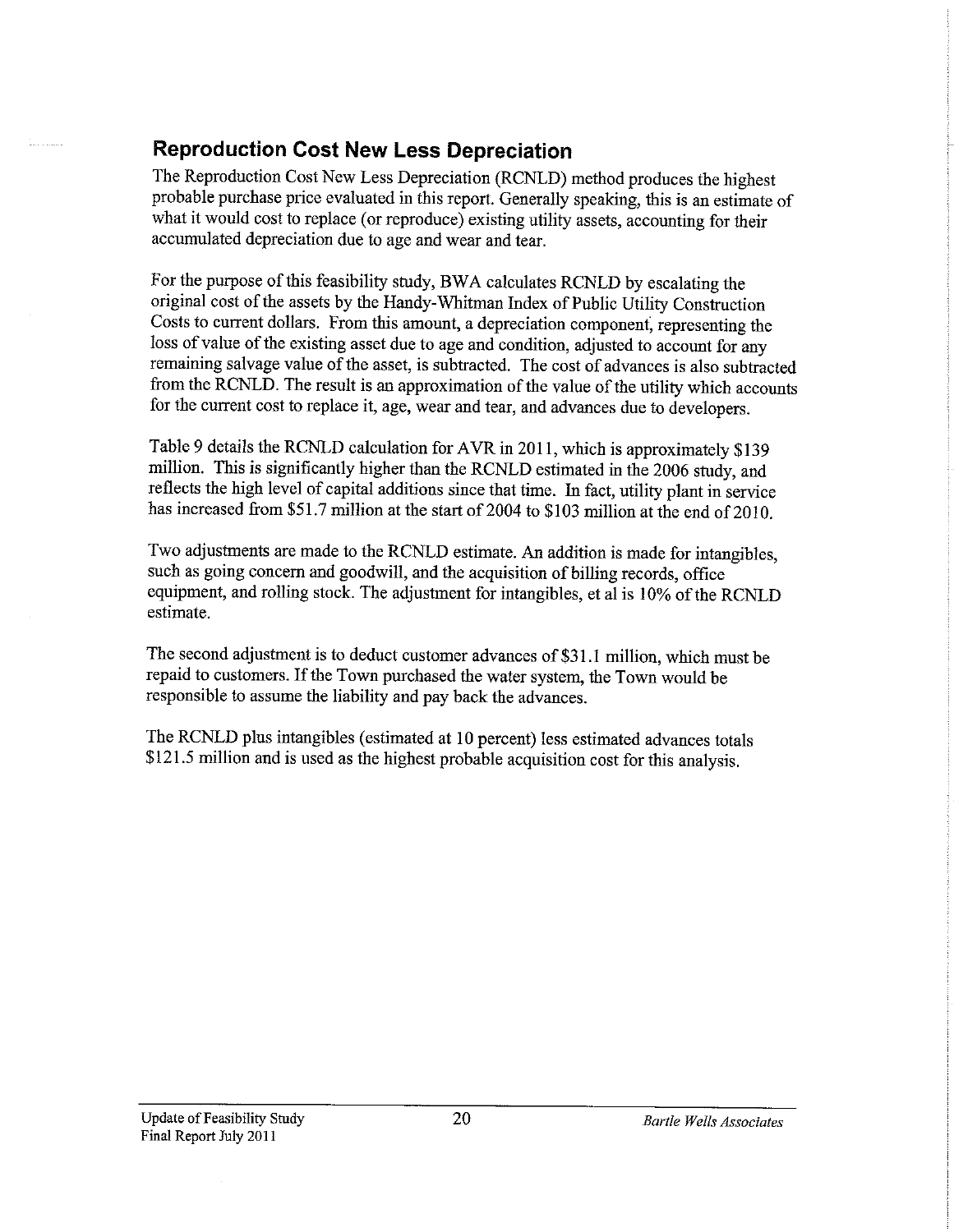## Reproduction Cost New Less Depreciation

The Reproduction Cost New Less Depreciation (RCNLD) method produces the highest probable purchase price evaluated in this report. Generally speaking, this is an estimate of what it would cost to replace (or reproduce) existing utility assets, accounting for their accumulated depreciation due to age and wear and tear.

For the purpose of this feasibility study, BWA calculates RCNLD by escalating the original cost of the assets by the Handy-Whitman Index of Public Utility Construction Costs to current dollars. From this amount, a depreciation component, representing the loss of value of the existing asset due to age and condition, adjusted to account for any remaining salvage value of the asset, is subtracted. The cost of advances is also subtracted from the RCNLD. The result is an approximation of the value of the utility which accounts for the current cost to replace it, age, wear and tear, and advances due to developers.

Table 9 details the RCNLD calculation for AVR in 2011, which is approximately $139 million. This is significantly higher than the RCNLD estimated in the 2006 study, and reflects the high level of capital additions since that time. In fact, utility plant in service has increased from $51.7 million at the start of 2004 to $103 million at the end of 2010.

Two adjustments are made to the RCNLD estimate. An addition is made for intangibles, such as going concern and goodwill, and the acquisition of billing records, office equipment, and rolling stock. The adjustment for intangibles, et al is 10% of the RCNLD estimate.

The second adjustment is to deduct customer advances of $31.1 million, which must be repaid to customers. If the Town purchased the water system, the Town would be responsible to assume the liability and pay back the advances.

The RCNLD plus intangibles (estimated at 10 percent) less estimated advances totals $121.5 million and is used as the highest probable acquisition cost for this analysis.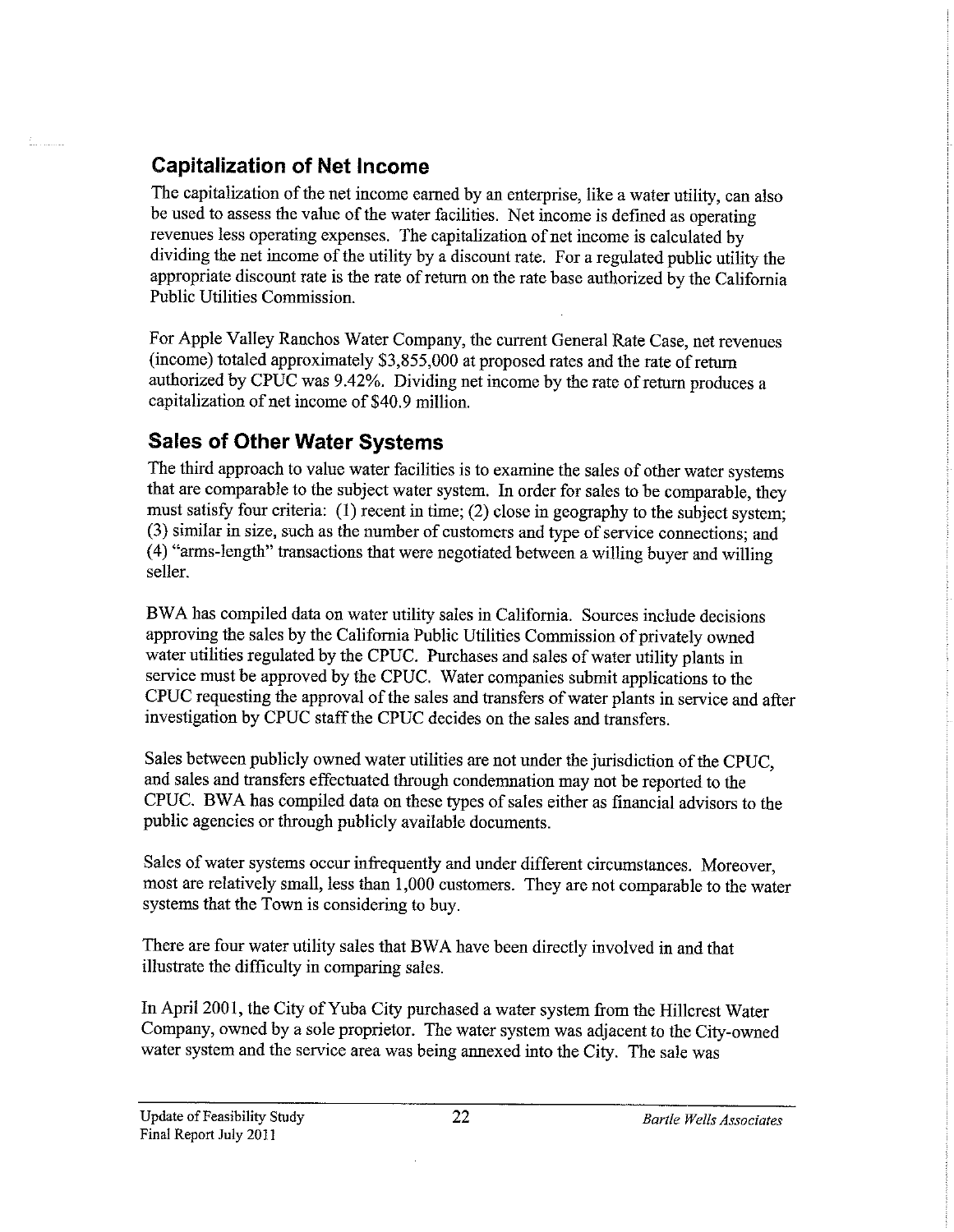## Capitalization of Net Income

The capitalization of the net income earned by an enterprise, like a water utility, can also be used to assess the value of the water facilities. Net income is defined as operating revenues less operating expenses. The capitalization of net income is calculated by dividing the net income of the utility by a discount rate. For a regulated public utility the appropriate discount rate is the rate of return on the rate base authorized by the California Public Utilities Commission.

For Apple Valley Ranchos Water Company, the current General Rate Case, net revenues (income) totaled approximately $3,855,000 at proposed rates and the rate of return authorized by CPUC was 9.42%. Dividing net income by the rate of return produces a capitalization of net income of $40.9 million.

## Sales of Other Water Systems

The third approach to value water facilities is to examine the sales of other water systems that are comparable to the subject water system. In order for sales to be comparable, they must satisfy four criteria: (1) recent in time; (2) close in geography to the subject system; (3) similar in size, such as the number of customers and type of service connections; and (4) "arms-length" transactions that were negotiated between a willing buyer and willing seller.

BWA has compiled data on water utility sales in California. Sources include decisions approving the sales by the California Public Utilities Commission of privately owned water utilities regulated by the CPUC. Purchases and sales of water utility plants in service must be approved by the CPUC. Water companies submit applications to the CPUC requesting the approval of the sales and transfers of water plants in service and after investigation by CPUC staff the CPUC decides on the sales and transfers.

Sales between publicly owned water utilities are not under the jurisdiction of the CPUC, and sales and transfers effectuated through condemnation may not be reported to the CPUC. BWA has compiled data on these types of sales either as financial advisors to the public agencies or through publicly available documents.

Sales of water systems occur infrequently and under different circumstances. Moreover, most are relatively small, less than 1,000 customers. They are not comparable to the water systems that the Town is considering to buy.

There are four water utility sales that BWA have been directly involved in and that illustrate the difficulty in comparing sales.

In April 2001, the City of Yuba City purchased a water system from the Hillcrest Water Company, owned by a sole proprietor. The water system was adjacent to the City-owned water system and the service area was being annexed into the City. The sale was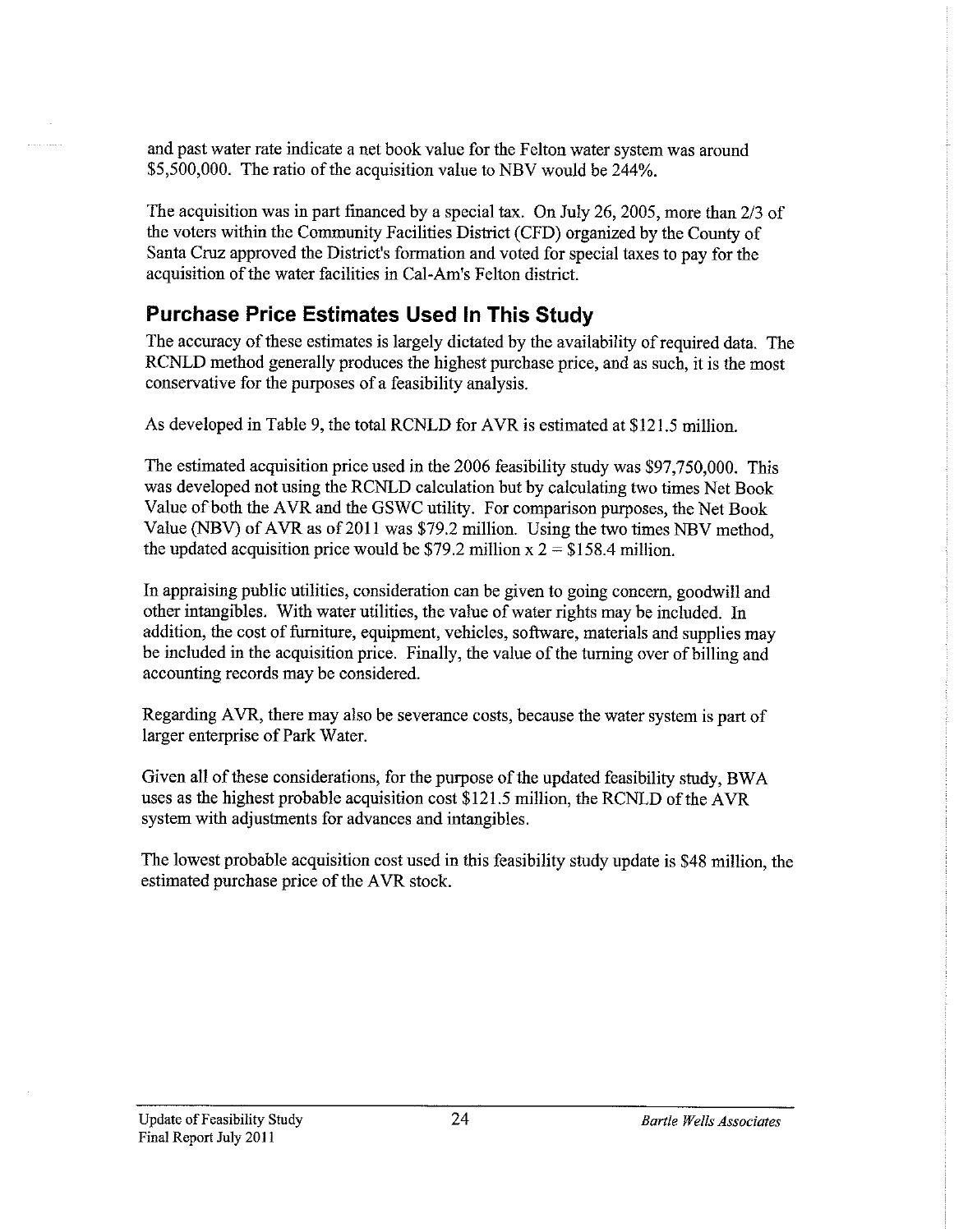and past water rate indicate a net book value for the Felton water system was around $5,500,000. The ratio of the acquisition value to NBV would be 244%.

The acquisition was in part financed by a special tax. On July 26, 2005, more than 2/3 of the voters within the Community Facilities District (CFD) organized by the County of Santa Cruz approved the District's formation and voted for special taxes to pay for the acquisition of the water facilities in Cal-Am's Felton district.

## Purchase Price Estimates Used In This Study

The accuracy of these estimates is largely dictated by the availability of required data. The RCNLD method generally produces the highest purchase price, and as such, it is the most conservative for the purposes of a feasibility analysis.

As developed in Table 9, the total RCNLD for AVR is estimated at $121.5 million.

The estimated acquisition price used in the 2006 feasibility study was $97,750,000. This was developed not using the RCNLD calculation but by calculating two times Net Book Value of both the AVR and the GSWC utility. For comparison purposes, the Net Book Value (NBV) of AVR as of 2011 was $79.2 million. Using the two times NBV method, the updated acquisition price would be $79.2 million x 2 = $158.4 million.

In appraising public utilities, consideration can be given to going concern, goodwill and other intangibles. With water utilities, the value of water rights may be included. In addition, the cost of furniture, equipment, vehicles, software, materials and supplies may be included in the acquisition price. Finally, the value of the turning over of billing and accounting records may be considered.

Regarding AVR, there may also be severance costs, because the water system is part of larger enterprise of Park Water.

Given all of these considerations, for the purpose of the updated feasibility study, BWA uses as the highest probable acquisition cost $121.5 million, the RCNLD of the AVR system with adjustments for advances and intangibles.

The lowest probable acquisition cost used in this feasibility study update is $48 million, the estimated purchase price of the AVR stock.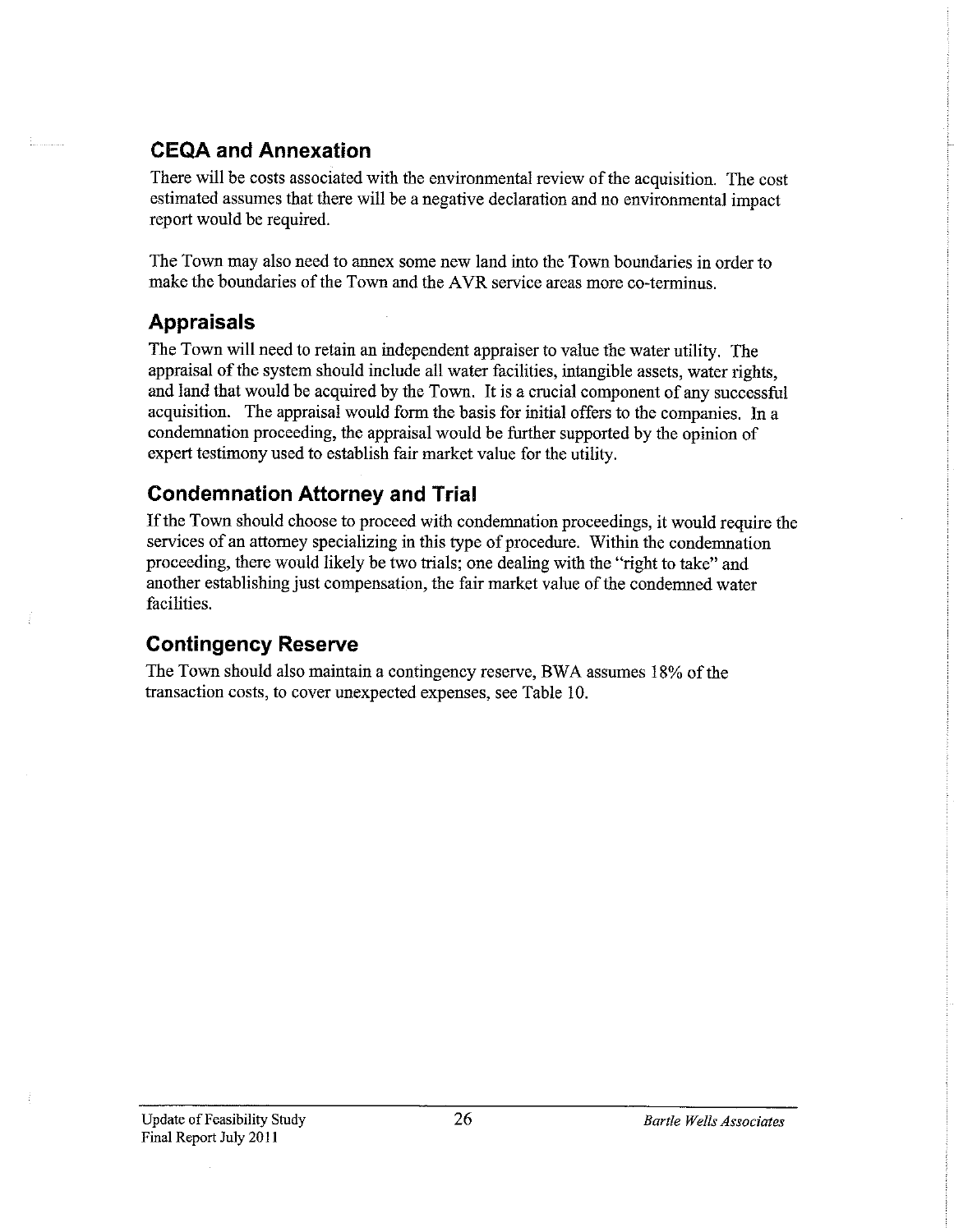## CEQA and Annexation

There will be costs associated with the environmental review of the acquisition. The cost estimated assumes that there will be a negative declaration and no environmental impact report would be required.

The Town may also need to annex some new land into the Town boundaries in order to make the boundaries of the Town and the AVR service areas more co-terminus.

## Appraisals

The Town will need to retain an independent appraiser to value the water utility. The appraisal of the system should include all water facilities, intangible assets, water rights, and land that would be acquired by the Town. It is a crucial component of any successful acquisition. The appraisal would form the basis for initial offers to the companies. In a condemnation proceeding, the appraisal would be further supported by the opinion of expert testimony used to establish fair market value for the utility.

## Condemnation Attorney and Trial

If the Town should choose to proceed with condemnation proceedings, it would require the services of an attorney specializing in this type of procedure. Within the condemnation proceeding, there would likely be two trials; one dealing with the "right to take" and another establishing just compensation, the fair market value of the condemned water facilities.

## Contingency Reserve

The Town should also maintain a contingency reserve, BWA assumes 18% of the transaction costs, to cover unexpected expenses, see Table 10.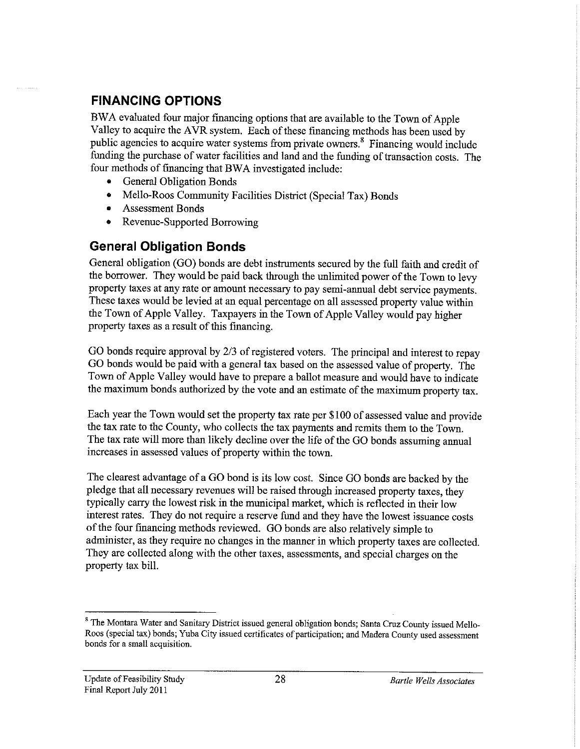## FINANCING OPTIONS

BWA evaluated four major financing options that are available to the Town of Apple Valley to acquire the AVR system. Each of these financing methods has been used by public agencies to acquire water systems from private owners.[8] Financing would include funding the purchase of water facilities and land and the funding of transaction costs. The four methods of financing that BWA investigated include:

- General Obligation Bonds
- Mello-Roos Community Facilities District (Special Tax) Bonds
- Assessment Bonds
- Revenue-Supported Borrowing

### General Obligation Bonds

General obligation (GO) bonds are debt instruments secured by the full faith and credit of the borrower. They would be paid back through the unlimited power of the Town to levy property taxes at any rate or amount necessary to pay semi-annual debt service payments. These taxes would be levied at an equal percentage on all assessed property value within the Town of Apple Valley. Taxpayers in the Town of Apple Valley would pay higher property taxes as a result of this financing.

GO bonds require approval by 2/3 of registered voters. The principal and interest to repay GO bonds would be paid with a general tax based on the assessed value of property. The Town of Apple Valley would have to prepare a ballot measure and would have to indicate the maximum bonds authorized by the vote and an estimate of the maximum property tax.

Each year the Town would set the property tax rate per $100 of assessed value and provide the tax rate to the County, who collects the tax payments and remits them to the Town. The tax rate will more than likely decline over the life of the GO bonds assuming annual increases in assessed values of property within the town.

The clearest advantage of a GO bond is its low cost. Since GO bonds are backed by the pledge that all necessary revenues will be raised through increased property taxes, they typically carry the lowest risk in the municipal market, which is reflected in their low interest rates. They do not require a reserve fund and they have the lowest issuance costs of the four financing methods reviewed. GO bonds are also relatively simple to administer, as they require no changes in the manner in which property taxes are collected. They are collected along with the other taxes, assessments, and special charges on the property tax bill.

---

[8] The Montara Water and Sanitary District issued general obligation bonds; Santa Cruz County issued Mello-Roos (special tax) bonds; Yuba City issued certificates of participation; and Madera County used assessment bonds for a small acquisition.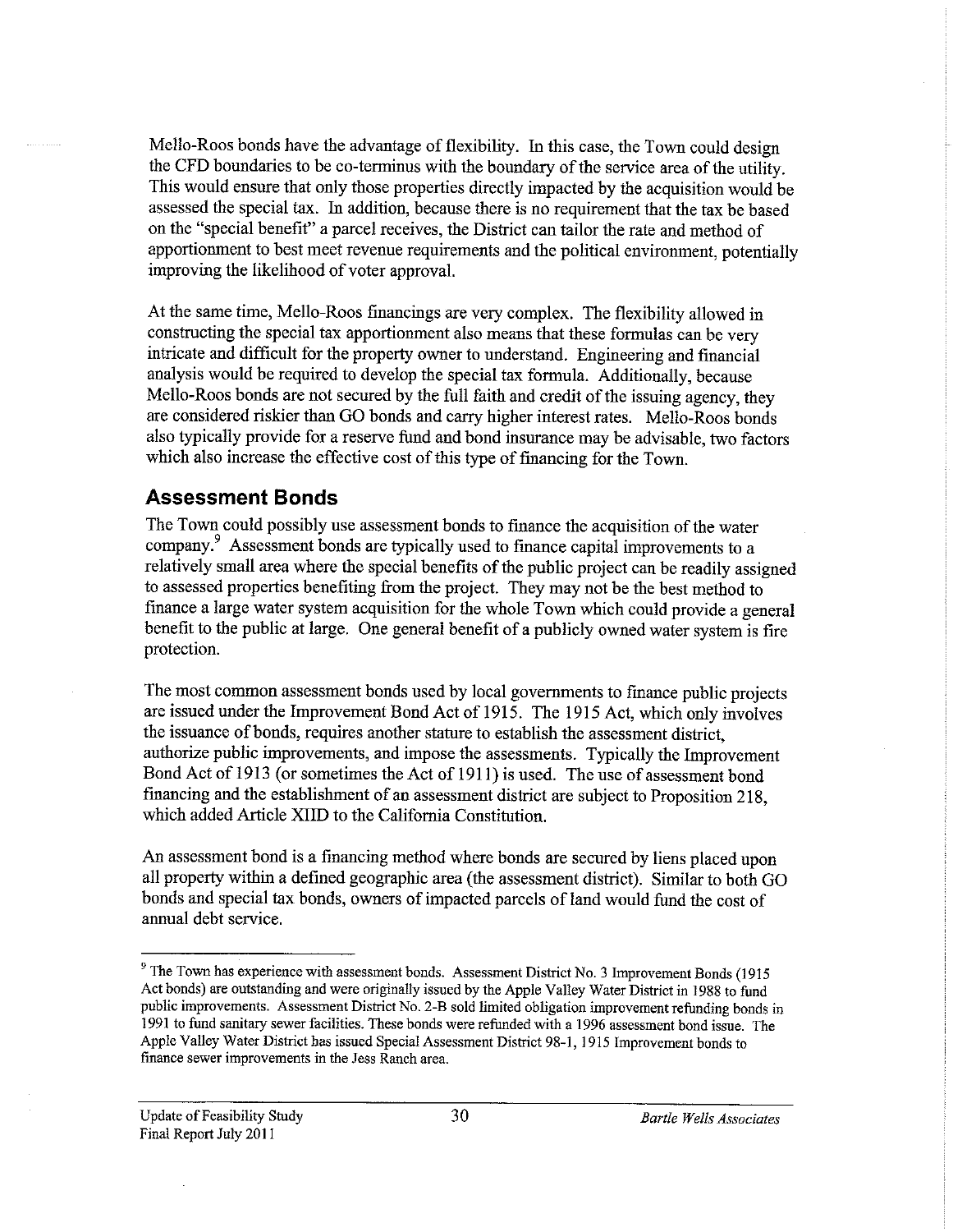Mello-Roos bonds have the advantage of flexibility. In this case, the Town could design the CFD boundaries to be co-terminus with the boundary of the service area of the utility. This would ensure that only those properties directly impacted by the acquisition would be assessed the special tax. In addition, because there is no requirement that the tax be based on the "special benefit" a parcel receives, the District can tailor the rate and method of apportionment to best meet revenue requirements and the political environment, potentially improving the likelihood of voter approval.

At the same time, Mello-Roos financings are very complex. The flexibility allowed in constructing the special tax apportionment also means that these formulas can be very intricate and difficult for the property owner to understand. Engineering and financial analysis would be required to develop the special tax formula. Additionally, because Mello-Roos bonds are not secured by the full faith and credit of the issuing agency, they are considered riskier than GO bonds and carry higher interest rates. Mello-Roos bonds also typically provide for a reserve fund and bond insurance may be advisable, two factors which also increase the effective cost of this type of financing for the Town.

## Assessment Bonds

The Town could possibly use assessment bonds to finance the acquisition of the water company.[9] Assessment bonds are typically used to finance capital improvements to a relatively small area where the special benefits of the public project can be readily assigned to assessed properties benefiting from the project. They may not be the best method to finance a large water system acquisition for the whole Town which could provide a general benefit to the public at large. One general benefit of a publicly owned water system is fire protection.

The most common assessment bonds used by local governments to finance public projects are issued under the Improvement Bond Act of 1915. The 1915 Act, which only involves the issuance of bonds, requires another stature to establish the assessment district, authorize public improvements, and impose the assessments. Typically the Improvement Bond Act of 1913 (or sometimes the Act of 1911) is used. The use of assessment bond financing and the establishment of an assessment district are subject to Proposition 218, which added Article XIIID to the California Constitution.

An assessment bond is a financing method where bonds are secured by liens placed upon all property within a defined geographic area (the assessment district). Similar to both GO bonds and special tax bonds, owners of impacted parcels of land would fund the cost of annual debt service.

---

[9] The Town has experience with assessment bonds. Assessment District No. 3 Improvement Bonds (1915 Act bonds) are outstanding and were originally issued by the Apple Valley Water District in 1988 to fund public improvements. Assessment District No. 2-B sold limited obligation improvement refunding bonds in 1991 to fund sanitary sewer facilities. These bonds were refunded with a 1996 assessment bond issue. The Apple Valley Water District has issued Special Assessment District 98-1, 1915 Improvement bonds to finance sewer improvements in the Jess Ranch area.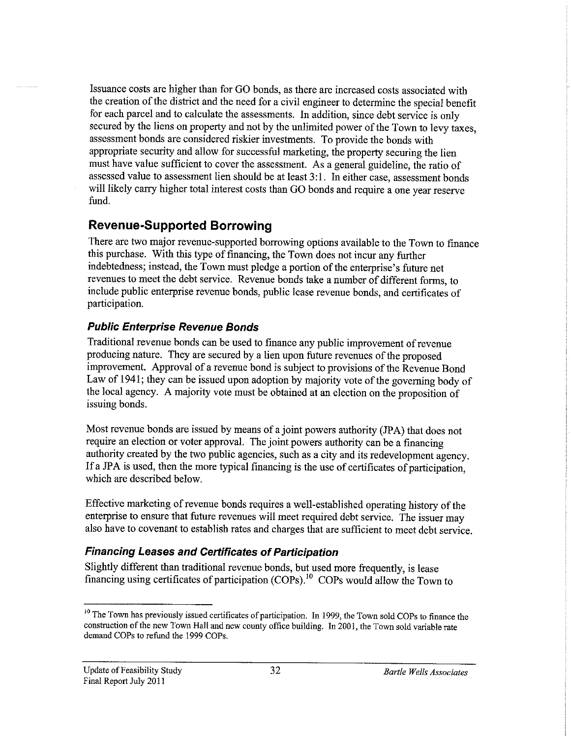Issuance costs are higher than for GO bonds, as there are increased costs associated with the creation of the district and the need for a civil engineer to determine the special benefit for each parcel and to calculate the assessments. In addition, since debt service is only secured by the liens on property and not by the unlimited power of the Town to levy taxes, assessment bonds are considered riskier investments. To provide the bonds with appropriate security and allow for successful marketing, the property securing the lien must have value sufficient to cover the assessment. As a general guideline, the ratio of assessed value to assessment lien should be at least 3:1. In either case, assessment bonds will likely carry higher total interest costs than GO bonds and require a one year reserve fund.

## Revenue-Supported Borrowing

There are two major revenue-supported borrowing options available to the Town to finance this purchase. With this type of financing, the Town does not incur any further indebtedness; instead, the Town must pledge a portion of the enterprise's future net revenues to meet the debt service. Revenue bonds take a number of different forms, to include public enterprise revenue bonds, public lease revenue bonds, and certificates of participation.

### *Public Enterprise Revenue Bonds*

Traditional revenue bonds can be used to finance any public improvement of revenue producing nature. They are secured by a lien upon future revenues of the proposed improvement. Approval of a revenue bond is subject to provisions of the Revenue Bond Law of 1941; they can be issued upon adoption by majority vote of the governing body of the local agency. A majority vote must be obtained at an election on the proposition of issuing bonds.

Most revenue bonds are issued by means of a joint powers authority (JPA) that does not require an election or voter approval. The joint powers authority can be a financing authority created by the two public agencies, such as a city and its redevelopment agency. If a JPA is used, then the more typical financing is the use of certificates of participation, which are described below.

Effective marketing of revenue bonds requires a well-established operating history of the enterprise to ensure that future revenues will meet required debt service. The issuer may also have to covenant to establish rates and charges that are sufficient to meet debt service.

### *Financing Leases and Certificates of Participation*

Slightly different than traditional revenue bonds, but used more frequently, is lease financing using certificates of participation (COPs).[10] COPs would allow the Town to

[10] The Town has previously issued certificates of participation. In 1999, the Town sold COPs to finance the construction of the new Town Hall and new county office building. In 2001, the Town sold variable rate demand COPs to refund the 1999 COPs.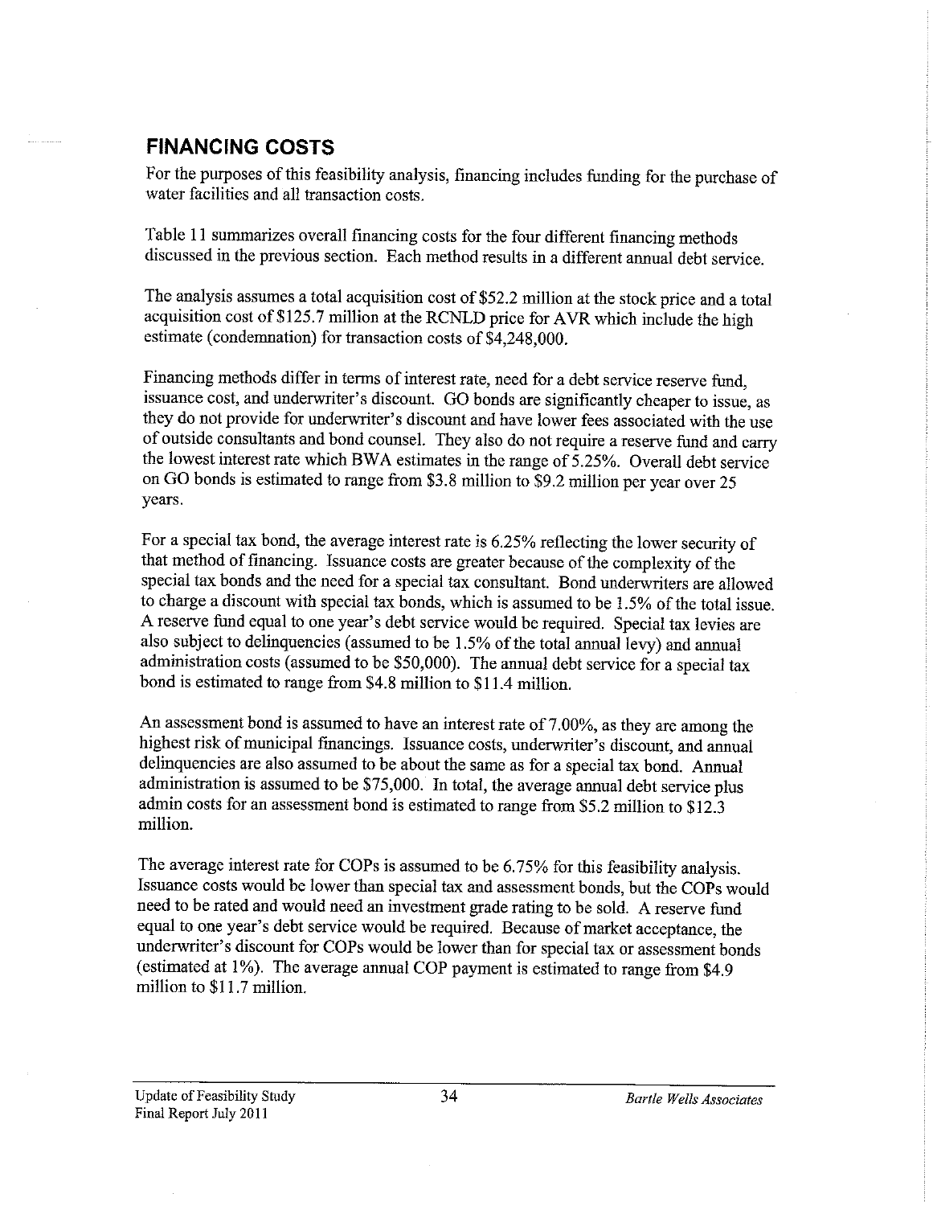## FINANCING COSTS

For the purposes of this feasibility analysis, financing includes funding for the purchase of water facilities and all transaction costs.

Table 11 summarizes overall financing costs for the four different financing methods discussed in the previous section. Each method results in a different annual debt service.

The analysis assumes a total acquisition cost of $52.2 million at the stock price and a total acquisition cost of $125.7 million at the RCNLD price for AVR which include the high estimate (condemnation) for transaction costs of $4,248,000.

Financing methods differ in terms of interest rate, need for a debt service reserve fund, issuance cost, and underwriter's discount. GO bonds are significantly cheaper to issue, as they do not provide for underwriter's discount and have lower fees associated with the use of outside consultants and bond counsel. They also do not require a reserve fund and carry the lowest interest rate which BWA estimates in the range of 5.25%. Overall debt service on GO bonds is estimated to range from $3.8 million to $9.2 million per year over 25 years.

For a special tax bond, the average interest rate is 6.25% reflecting the lower security of that method of financing. Issuance costs are greater because of the complexity of the special tax bonds and the need for a special tax consultant. Bond underwriters are allowed to charge a discount with special tax bonds, which is assumed to be 1.5% of the total issue. A reserve fund equal to one year's debt service would be required. Special tax levies are also subject to delinquencies (assumed to be 1.5% of the total annual levy) and annual administration costs (assumed to be $50,000). The annual debt service for a special tax bond is estimated to range from $4.8 million to $11.4 million.

An assessment bond is assumed to have an interest rate of 7.00%, as they are among the highest risk of municipal financings. Issuance costs, underwriter's discount, and annual delinquencies are also assumed to be about the same as for a special tax bond. Annual administration is assumed to be $75,000. In total, the average annual debt service plus admin costs for an assessment bond is estimated to range from $5.2 million to $12.3 million.

The average interest rate for COPs is assumed to be 6.75% for this feasibility analysis. Issuance costs would be lower than special tax and assessment bonds, but the COPs would need to be rated and would need an investment grade rating to be sold. A reserve fund equal to one year's debt service would be required. Because of market acceptance, the underwriter's discount for COPs would be lower than for special tax or assessment bonds (estimated at 1%). The average annual COP payment is estimated to range from $4.9 million to $11.7 million.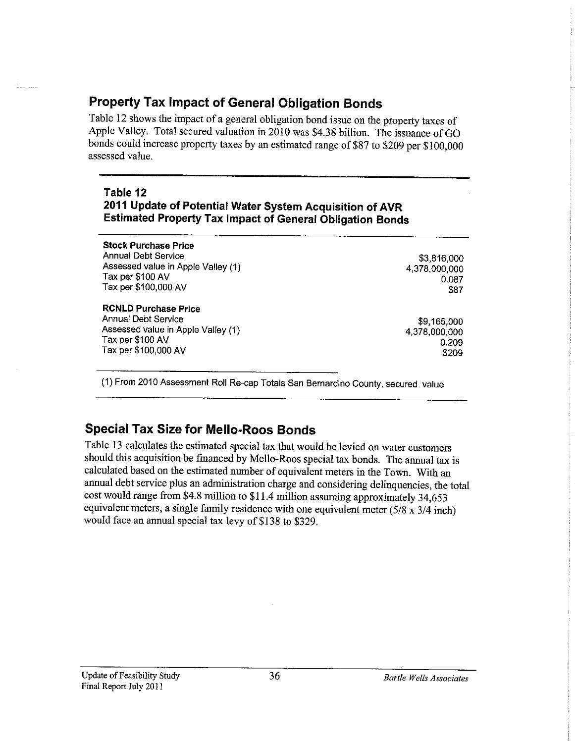## Property Tax Impact of General Obligation Bonds

Table 12 shows the impact of a general obligation bond issue on the property taxes of Apple Valley. Total secured valuation in 2010 was $4.38 billion. The issuance of GO bonds could increase property taxes by an estimated range of $87 to $209 per $100,000 assessed value.

**Table 12**
**2011 Update of Potential Water System Acquisition of AVR**
**Estimated Property Tax Impact of General Obligation Bonds**

| | |
|---|---:|
| **Stock Purchase Price** | |
| Annual Debt Service | $3,816,000 |
| Assessed value in Apple Valley (1) | 4,378,000,000 |
| Tax per $100 AV | 0.087 |
| Tax per $100,000 AV | $87 |
| **RCNLD Purchase Price** | |
| Annual Debt Service | $9,165,000 |
| Assessed value in Apple Valley (1) | 4,378,000,000 |
| Tax per $100 AV | 0.209 |
| Tax per $100,000 AV | $209 |

(1) From 2010 Assessment Roll Re-cap Totals San Bernardino County, secured value

## Special Tax Size for Mello-Roos Bonds

Table 13 calculates the estimated special tax that would be levied on water customers should this acquisition be financed by Mello-Roos special tax bonds. The annual tax is calculated based on the estimated number of equivalent meters in the Town. With an annual debt service plus an administration charge and considering delinquencies, the total cost would range from $4.8 million to $11.4 million assuming approximately 34,653 equivalent meters, a single family residence with one equivalent meter (5/8 x 3/4 inch) would face an annual special tax levy of $138 to $329.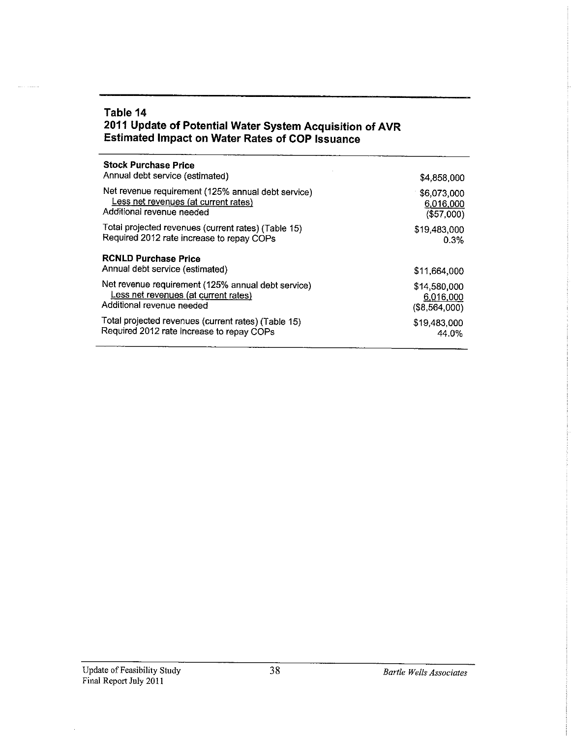### Table 14
### 2011 Update of Potential Water System Acquisition of AVR
### Estimated Impact on Water Rates of COP Issuance

| | |
|---|---|
| **Stock Purchase Price** | |
| Annual debt service (estimated) | $4,858,000 |
| Net revenue requirement (125% annual debt service) | $6,073,000 |
| Less net revenues (at current rates) | 6,016,000 |
| Additional revenue needed | ($57,000) |
| Total projected revenues (current rates) (Table 15) | $19,483,000 |
| Required 2012 rate increase to repay COPs | 0.3% |
| **RCNLD Purchase Price** | |
| Annual debt service (estimated) | $11,664,000 |
| Net revenue requirement (125% annual debt service) | $14,580,000 |
| Less net revenues (at current rates) | 6,016,000 |
| Additional revenue needed | ($8,564,000) |
| Total projected revenues (current rates) (Table 15) | $19,483,000 |
| Required 2012 rate increase to repay COPs | 44.0% |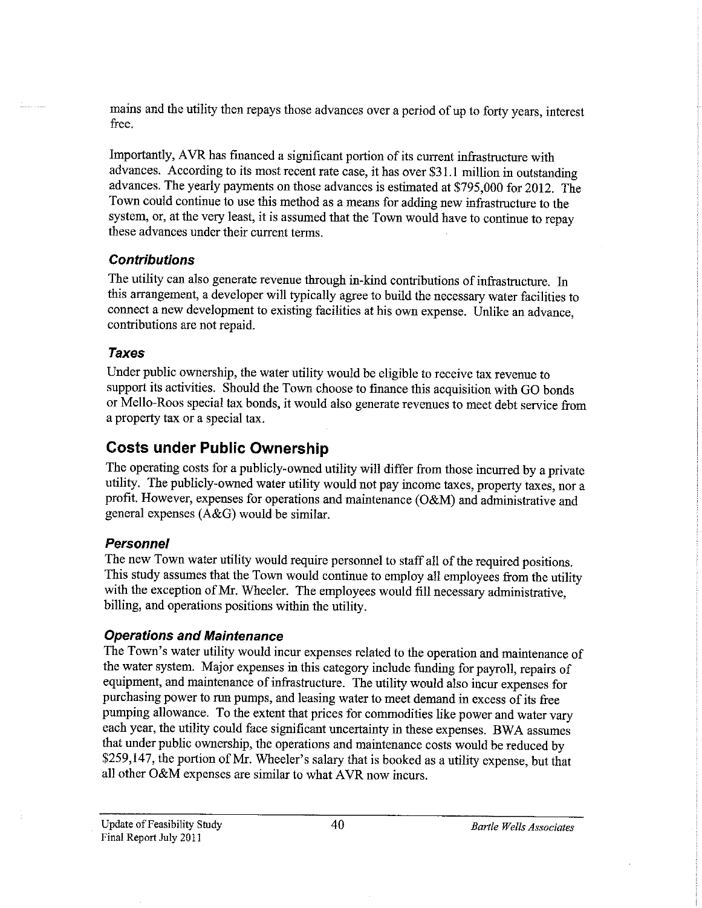mains and the utility then repays those advances over a period of up to forty years, interest free.

Importantly, AVR has financed a significant portion of its current infrastructure with advances. According to its most recent rate case, it has over $31.1 million in outstanding advances. The yearly payments on those advances is estimated at $795,000 for 2012. The Town could continue to use this method as a means for adding new infrastructure to the system, or, at the very least, it is assumed that the Town would have to continue to repay these advances under their current terms.

### *Contributions*

The utility can also generate revenue through in-kind contributions of infrastructure. In this arrangement, a developer will typically agree to build the necessary water facilities to connect a new development to existing facilities at his own expense. Unlike an advance, contributions are not repaid.

### *Taxes*

Under public ownership, the water utility would be eligible to receive tax revenue to support its activities. Should the Town choose to finance this acquisition with GO bonds or Mello-Roos special tax bonds, it would also generate revenues to meet debt service from a property tax or a special tax.

## Costs under Public Ownership

The operating costs for a publicly-owned utility will differ from those incurred by a private utility. The publicly-owned water utility would not pay income taxes, property taxes, nor a profit. However, expenses for operations and maintenance (O&M) and administrative and general expenses (A&G) would be similar.

### *Personnel*

The new Town water utility would require personnel to staff all of the required positions. This study assumes that the Town would continue to employ all employees from the utility with the exception of Mr. Wheeler. The employees would fill necessary administrative, billing, and operations positions within the utility.

### *Operations and Maintenance*

The Town's water utility would incur expenses related to the operation and maintenance of the water system. Major expenses in this category include funding for payroll, repairs of equipment, and maintenance of infrastructure. The utility would also incur expenses for purchasing power to run pumps, and leasing water to meet demand in excess of its free pumping allowance. To the extent that prices for commodities like power and water vary each year, the utility could face significant uncertainty in these expenses. BWA assumes that under public ownership, the operations and maintenance costs would be reduced by $259,147, the portion of Mr. Wheeler's salary that is booked as a utility expense, but that all other O&M expenses are similar to what AVR now incurs.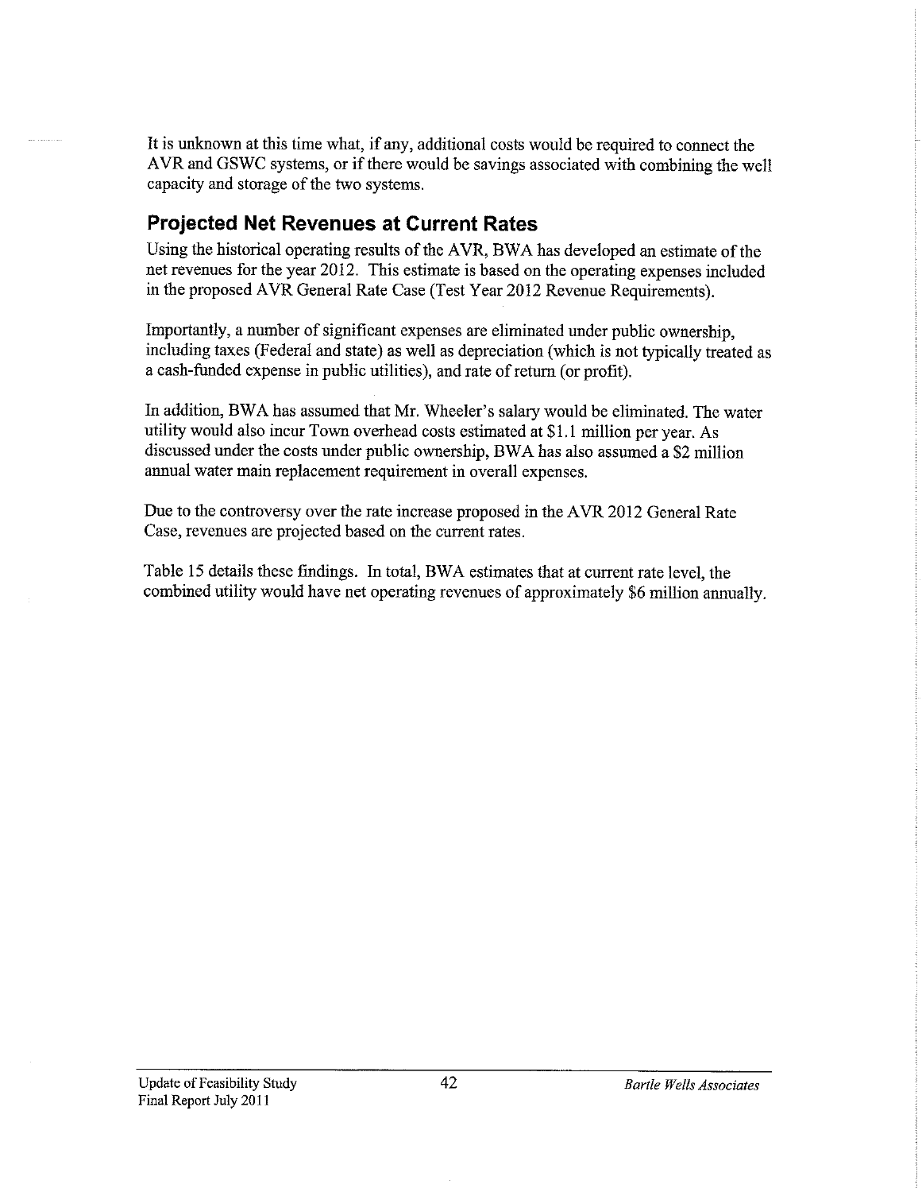It is unknown at this time what, if any, additional costs would be required to connect the AVR and GSWC systems, or if there would be savings associated with combining the well capacity and storage of the two systems.

## Projected Net Revenues at Current Rates

Using the historical operating results of the AVR, BWA has developed an estimate of the net revenues for the year 2012. This estimate is based on the operating expenses included in the proposed AVR General Rate Case (Test Year 2012 Revenue Requirements).

Importantly, a number of significant expenses are eliminated under public ownership, including taxes (Federal and state) as well as depreciation (which is not typically treated as a cash-funded expense in public utilities), and rate of return (or profit).

In addition, BWA has assumed that Mr. Wheeler's salary would be eliminated. The water utility would also incur Town overhead costs estimated at $1.1 million per year. As discussed under the costs under public ownership, BWA has also assumed a $2 million annual water main replacement requirement in overall expenses.

Due to the controversy over the rate increase proposed in the AVR 2012 General Rate Case, revenues are projected based on the current rates.

Table 15 details these findings. In total, BWA estimates that at current rate level, the combined utility would have net operating revenues of approximately $6 million annually.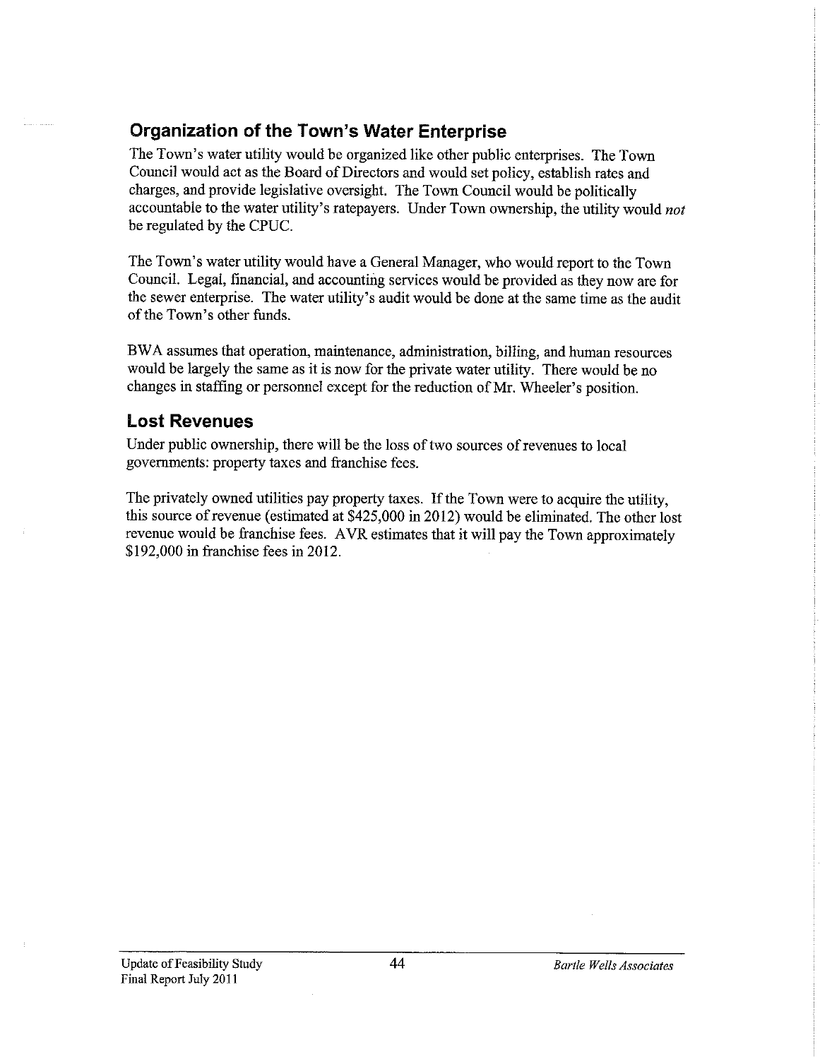## Organization of the Town's Water Enterprise

The Town's water utility would be organized like other public enterprises. The Town Council would act as the Board of Directors and would set policy, establish rates and charges, and provide legislative oversight. The Town Council would be politically accountable to the water utility's ratepayers. Under Town ownership, the utility would *not* be regulated by the CPUC.

The Town's water utility would have a General Manager, who would report to the Town Council. Legal, financial, and accounting services would be provided as they now are for the sewer enterprise. The water utility's audit would be done at the same time as the audit of the Town's other funds.

BWA assumes that operation, maintenance, administration, billing, and human resources would be largely the same as it is now for the private water utility. There would be no changes in staffing or personnel except for the reduction of Mr. Wheeler's position.

## Lost Revenues

Under public ownership, there will be the loss of two sources of revenues to local governments: property taxes and franchise fees.

The privately owned utilities pay property taxes. If the Town were to acquire the utility, this source of revenue (estimated at $425,000 in 2012) would be eliminated. The other lost revenue would be franchise fees. AVR estimates that it will pay the Town approximately $192,000 in franchise fees in 2012.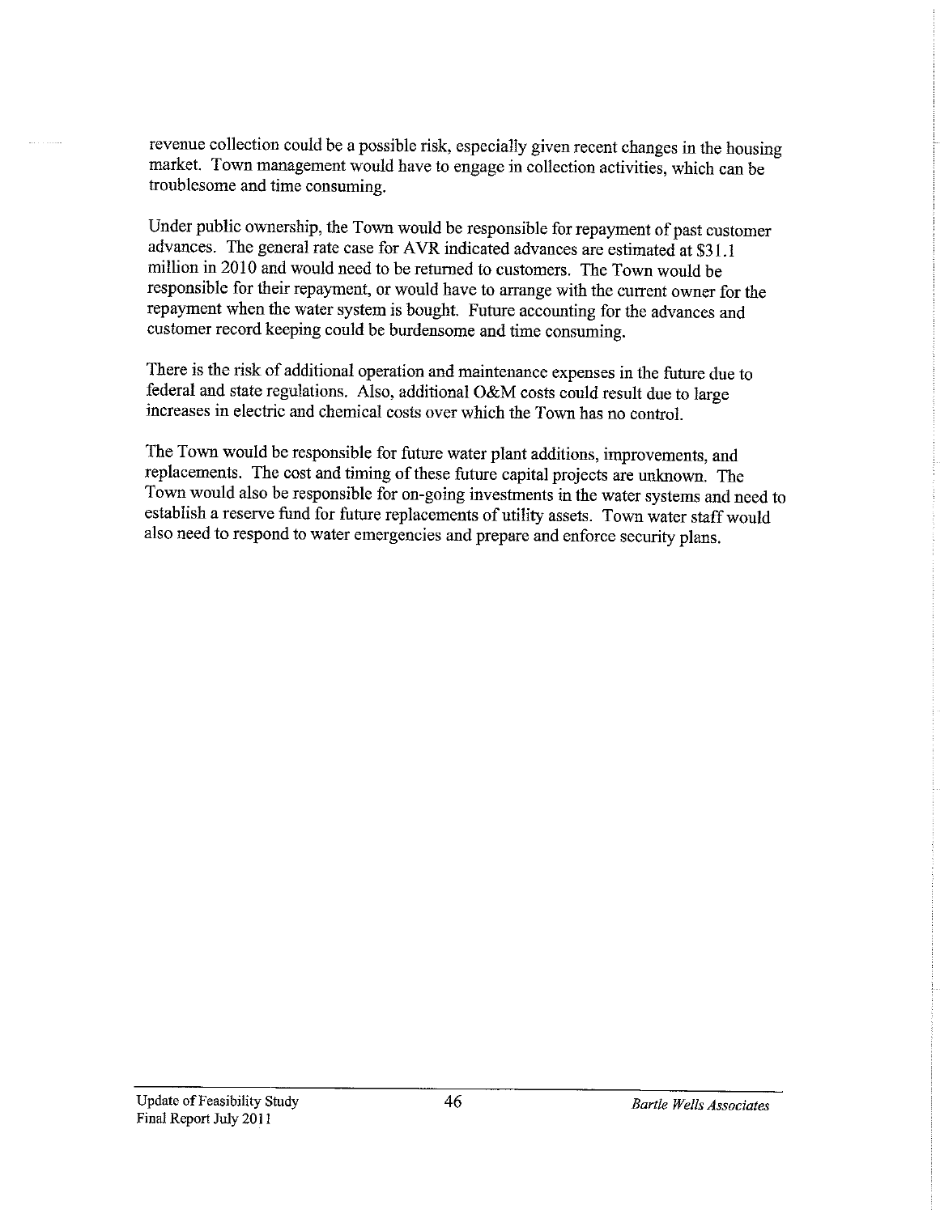revenue collection could be a possible risk, especially given recent changes in the housing market. Town management would have to engage in collection activities, which can be troublesome and time consuming.

Under public ownership, the Town would be responsible for repayment of past customer advances. The general rate case for AVR indicated advances are estimated at $31.1 million in 2010 and would need to be returned to customers. The Town would be responsible for their repayment, or would have to arrange with the current owner for the repayment when the water system is bought. Future accounting for the advances and customer record keeping could be burdensome and time consuming.

There is the risk of additional operation and maintenance expenses in the future due to federal and state regulations. Also, additional O&M costs could result due to large increases in electric and chemical costs over which the Town has no control.

The Town would be responsible for future water plant additions, improvements, and replacements. The cost and timing of these future capital projects are unknown. The Town would also be responsible for on-going investments in the water systems and need to establish a reserve fund for future replacements of utility assets. Town water staff would also need to respond to water emergencies and prepare and enforce security plans.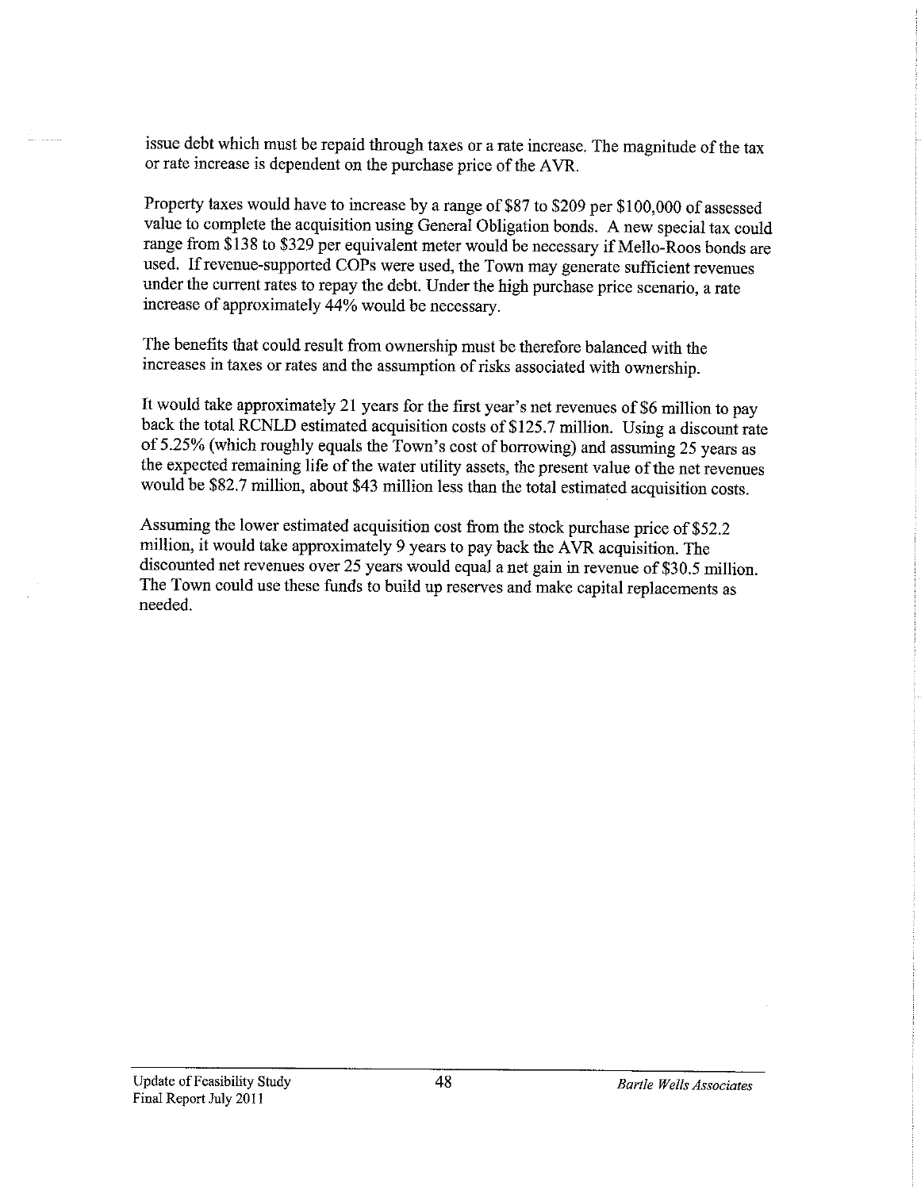issue debt which must be repaid through taxes or a rate increase. The magnitude of the tax or rate increase is dependent on the purchase price of the AVR.

Property taxes would have to increase by a range of $87 to $209 per $100,000 of assessed value to complete the acquisition using General Obligation bonds. A new special tax could range from $138 to $329 per equivalent meter would be necessary if Mello-Roos bonds are used. If revenue-supported COPs were used, the Town may generate sufficient revenues under the current rates to repay the debt. Under the high purchase price scenario, a rate increase of approximately 44% would be necessary.

The benefits that could result from ownership must be therefore balanced with the increases in taxes or rates and the assumption of risks associated with ownership.

It would take approximately 21 years for the first year's net revenues of $6 million to pay back the total RCNLD estimated acquisition costs of $125.7 million. Using a discount rate of 5.25% (which roughly equals the Town's cost of borrowing) and assuming 25 years as the expected remaining life of the water utility assets, the present value of the net revenues would be $82.7 million, about $43 million less than the total estimated acquisition costs.

Assuming the lower estimated acquisition cost from the stock purchase price of $52.2 million, it would take approximately 9 years to pay back the AVR acquisition. The discounted net revenues over 25 years would equal a net gain in revenue of $30.5 million. The Town could use these funds to build up reserves and make capital replacements as needed.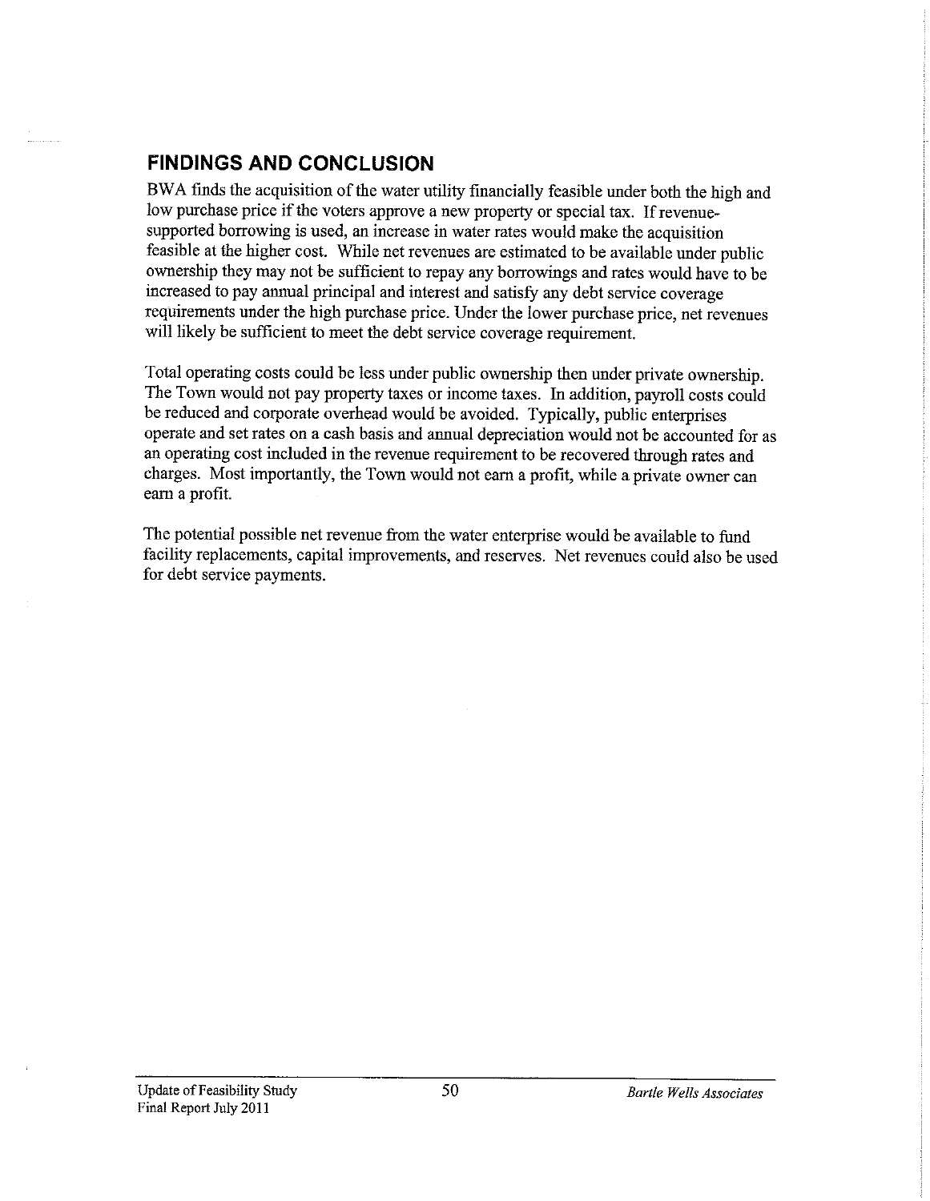## FINDINGS AND CONCLUSION

BWA finds the acquisition of the water utility financially feasible under both the high and low purchase price if the voters approve a new property or special tax. If revenue-supported borrowing is used, an increase in water rates would make the acquisition feasible at the higher cost. While net revenues are estimated to be available under public ownership they may not be sufficient to repay any borrowings and rates would have to be increased to pay annual principal and interest and satisfy any debt service coverage requirements under the high purchase price. Under the lower purchase price, net revenues will likely be sufficient to meet the debt service coverage requirement.

Total operating costs could be less under public ownership then under private ownership. The Town would not pay property taxes or income taxes. In addition, payroll costs could be reduced and corporate overhead would be avoided. Typically, public enterprises operate and set rates on a cash basis and annual depreciation would not be accounted for as an operating cost included in the revenue requirement to be recovered through rates and charges. Most importantly, the Town would not earn a profit, while a private owner can earn a profit.

The potential possible net revenue from the water enterprise would be available to fund facility replacements, capital improvements, and reserves. Net revenues could also be used for debt service payments.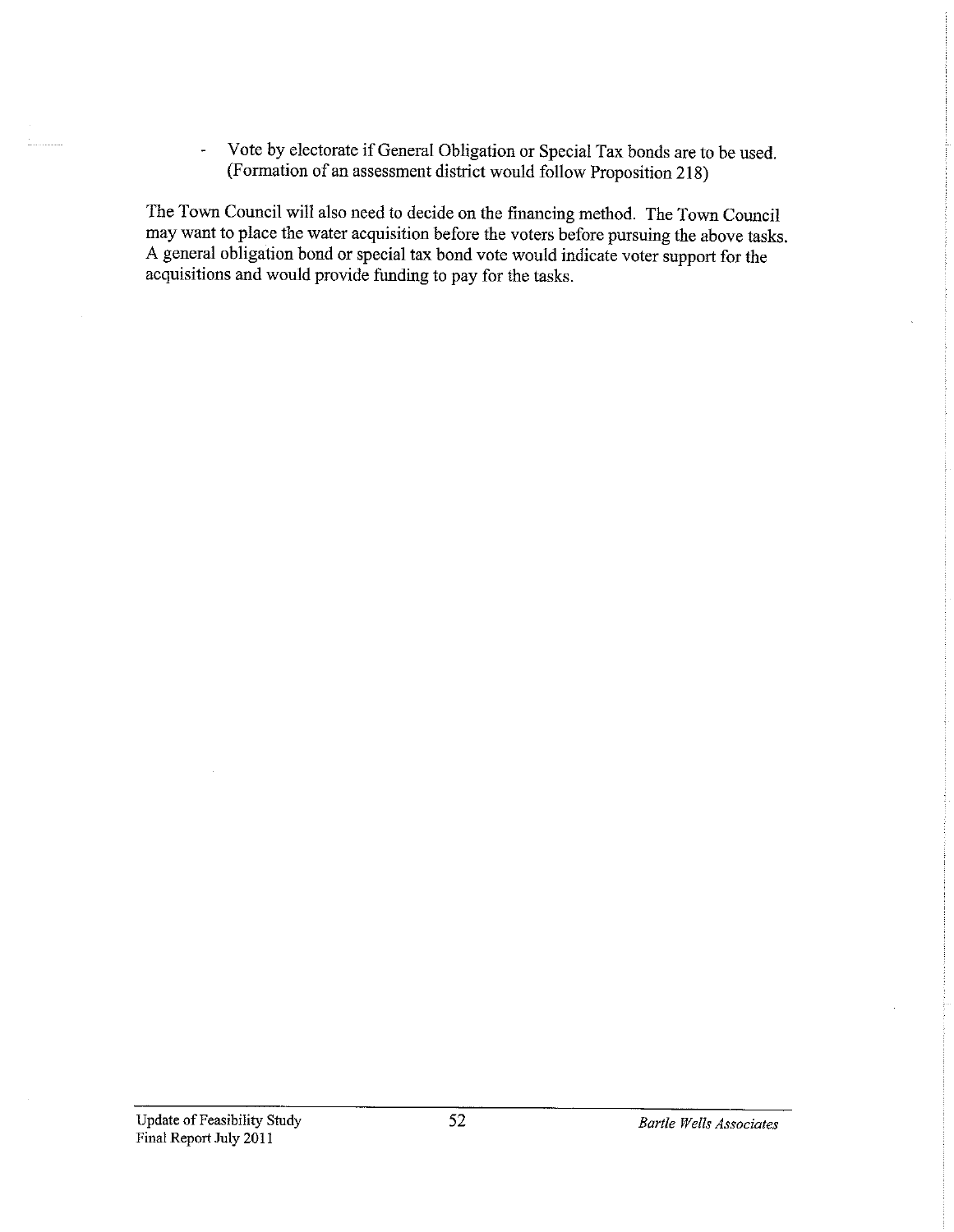- Vote by electorate if General Obligation or Special Tax bonds are to be used. (Formation of an assessment district would follow Proposition 218)

The Town Council will also need to decide on the financing method. The Town Council may want to place the water acquisition before the voters before pursuing the above tasks. A general obligation bond or special tax bond vote would indicate voter support for the acquisitions and would provide funding to pay for the tasks.